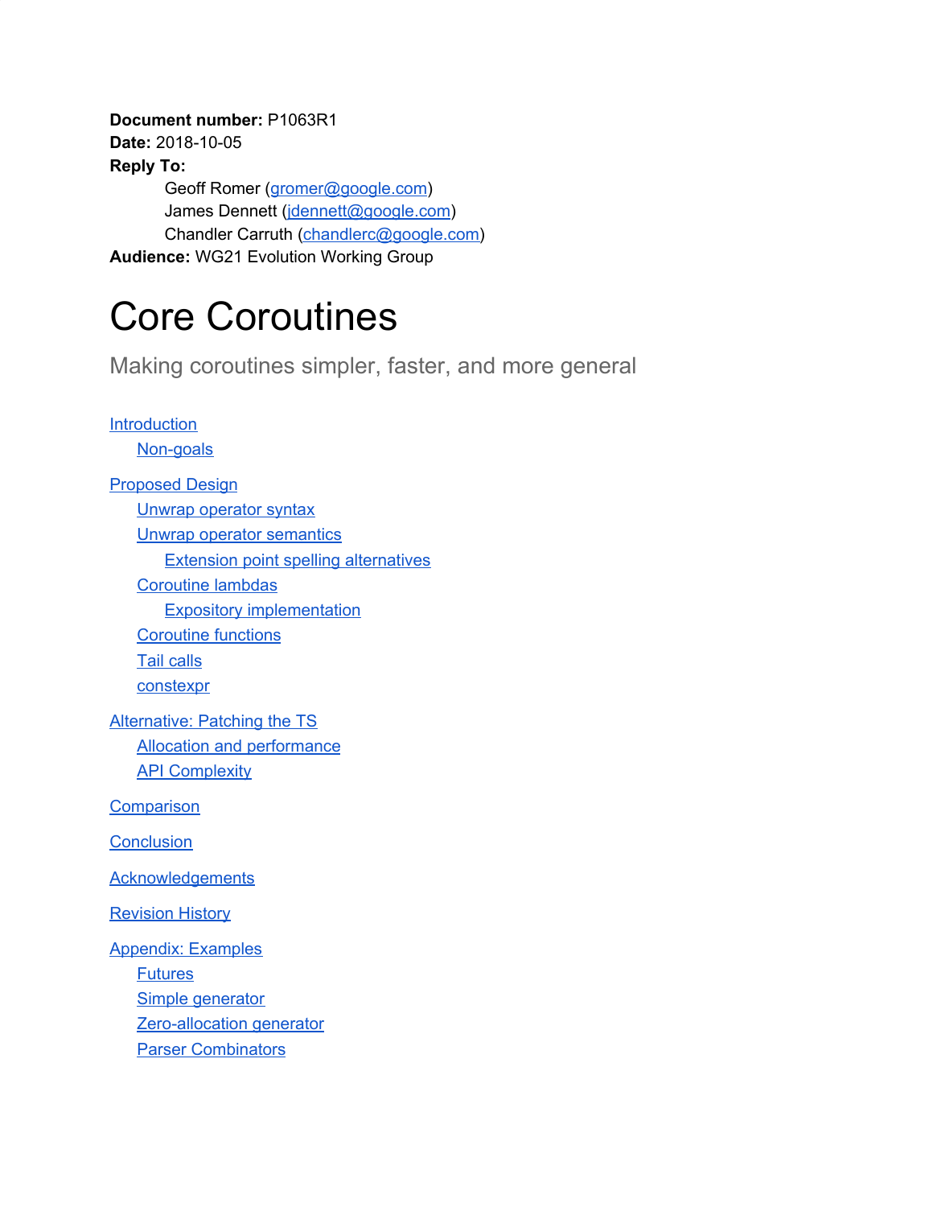**Document number:** P1063R1
**Date:** 2018-10-05
**Reply To:**
Geoff Romer (gromer@google.com)
James Dennett (jdennett@google.com)
Chandler Carruth (chandlerc@google.com)
**Audience:** WG21 Evolution Working Group

# Core Coroutines

Making coroutines simpler, faster, and more general

- Introduction
  - Non-goals
- Proposed Design
  - Unwrap operator syntax
  - Unwrap operator semantics
    - Extension point spelling alternatives
  - Coroutine lambdas
    - Expository implementation
  - Coroutine functions
  - Tail calls
  - constexpr
- Alternative: Patching the TS
  - Allocation and performance
  - API Complexity
- Comparison
- Conclusion
- Acknowledgements
- Revision History
- Appendix: Examples
  - Futures
  - Simple generator
  - Zero-allocation generator
  - Parser Combinators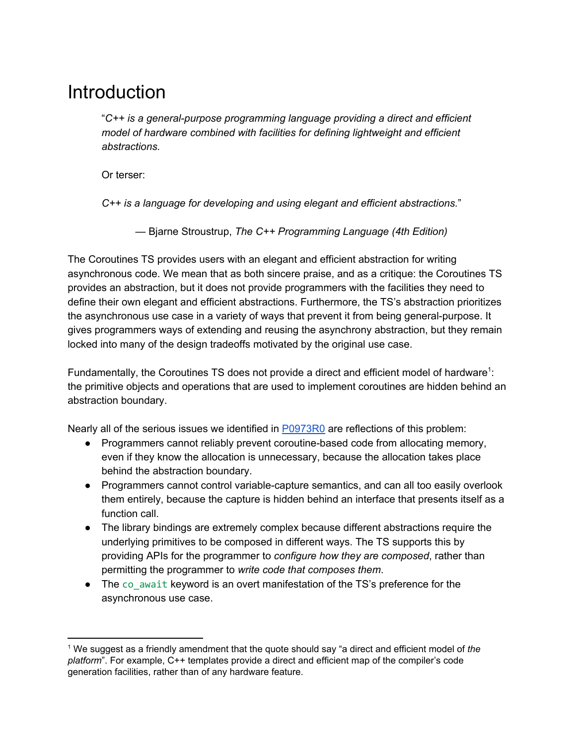# Introduction

> "*C++ is a general-purpose programming language providing a direct and efficient model of hardware combined with facilities for defining lightweight and efficient abstractions.*
>
> Or terser:
>
> *C++ is a language for developing and using elegant and efficient abstractions.*"
>
> — Bjarne Stroustrup, *The C++ Programming Language (4th Edition)*

The Coroutines TS provides users with an elegant and efficient abstraction for writing asynchronous code. We mean that as both sincere praise, and as a critique: the Coroutines TS provides an abstraction, but it does not provide programmers with the facilities they need to define their own elegant and efficient abstractions. Furthermore, the TS's abstraction prioritizes the asynchronous use case in a variety of ways that prevent it from being general-purpose. It gives programmers ways of extending and reusing the asynchrony abstraction, but they remain locked into many of the design tradeoffs motivated by the original use case.

Fundamentally, the Coroutines TS does not provide a direct and efficient model of hardware[1]: the primitive objects and operations that are used to implement coroutines are hidden behind an abstraction boundary.

Nearly all of the serious issues we identified in [P0973R0](P0973R0) are reflections of this problem:

- Programmers cannot reliably prevent coroutine-based code from allocating memory, even if they know the allocation is unnecessary, because the allocation takes place behind the abstraction boundary.
- Programmers cannot control variable-capture semantics, and can all too easily overlook them entirely, because the capture is hidden behind an interface that presents itself as a function call.
- The library bindings are extremely complex because different abstractions require the underlying primitives to be composed in different ways. The TS supports this by providing APIs for the programmer to *configure how they are composed*, rather than permitting the programmer to *write code that composes them*.
- The `co_await` keyword is an overt manifestation of the TS's preference for the asynchronous use case.

---

[1] We suggest as a friendly amendment that the quote should say "a direct and efficient model of *the platform*". For example, C++ templates provide a direct and efficient map of the compiler's code generation facilities, rather than of any hardware feature.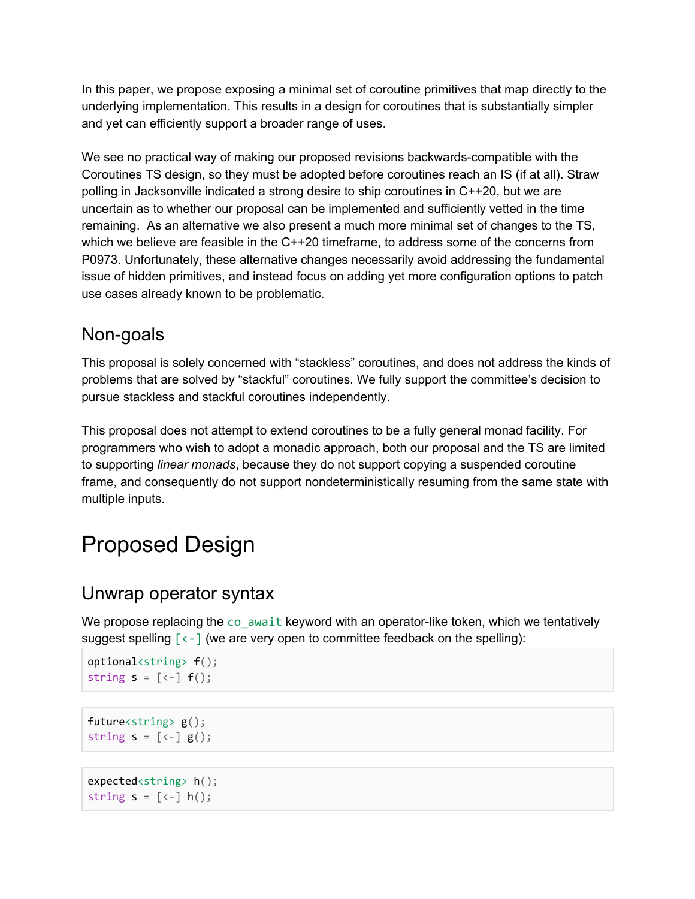In this paper, we propose exposing a minimal set of coroutine primitives that map directly to the underlying implementation. This results in a design for coroutines that is substantially simpler and yet can efficiently support a broader range of uses.

We see no practical way of making our proposed revisions backwards-compatible with the Coroutines TS design, so they must be adopted before coroutines reach an IS (if at all). Straw polling in Jacksonville indicated a strong desire to ship coroutines in C++20, but we are uncertain as to whether our proposal can be implemented and sufficiently vetted in the time remaining. As an alternative we also present a much more minimal set of changes to the TS, which we believe are feasible in the C++20 timeframe, to address some of the concerns from P0973. Unfortunately, these alternative changes necessarily avoid addressing the fundamental issue of hidden primitives, and instead focus on adding yet more configuration options to patch use cases already known to be problematic.

## Non-goals

This proposal is solely concerned with "stackless" coroutines, and does not address the kinds of problems that are solved by "stackful" coroutines. We fully support the committee's decision to pursue stackless and stackful coroutines independently.

This proposal does not attempt to extend coroutines to be a fully general monad facility. For programmers who wish to adopt a monadic approach, both our proposal and the TS are limited to supporting *linear monads*, because they do not support copying a suspended coroutine frame, and consequently do not support nondeterministically resuming from the same state with multiple inputs.

# Proposed Design

## Unwrap operator syntax

We propose replacing the `co_await` keyword with an operator-like token, which we tentatively suggest spelling `[<-]` (we are very open to committee feedback on the spelling):

```
optional<string> f();
string s = [<-] f();
```

```
future<string> g();
string s = [<-] g();
```

```
expected<string> h();
string s = [<-] h();
```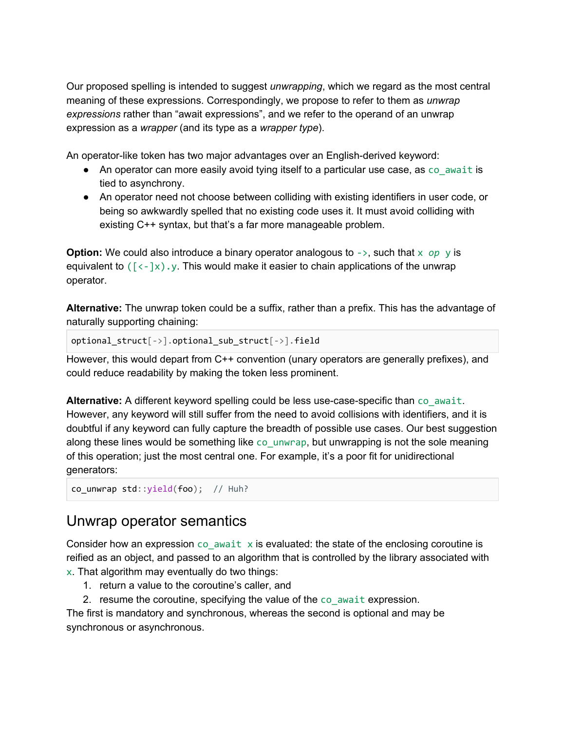Our proposed spelling is intended to suggest *unwrapping*, which we regard as the most central meaning of these expressions. Correspondingly, we propose to refer to them as *unwrap expressions* rather than "await expressions", and we refer to the operand of an unwrap expression as a *wrapper* (and its type as a *wrapper type*).

An operator-like token has two major advantages over an English-derived keyword:

- An operator can more easily avoid tying itself to a particular use case, as `co_await` is tied to asynchrony.
- An operator need not choose between colliding with existing identifiers in user code, or being so awkwardly spelled that no existing code uses it. It must avoid colliding with existing C++ syntax, but that's a far more manageable problem.

**Option:** We could also introduce a binary operator analogous to `->`, such that `x` *`op`* `y` is equivalent to `([<-]x).y`. This would make it easier to chain applications of the unwrap operator.

**Alternative:** The unwrap token could be a suffix, rather than a prefix. This has the advantage of naturally supporting chaining:

```
optional_struct[->].optional_sub_struct[->].field
```

However, this would depart from C++ convention (unary operators are generally prefixes), and could reduce readability by making the token less prominent.

**Alternative:** A different keyword spelling could be less use-case-specific than `co_await`. However, any keyword will still suffer from the need to avoid collisions with identifiers, and it is doubtful if any keyword can fully capture the breadth of possible use cases. Our best suggestion along these lines would be something like `co_unwrap`, but unwrapping is not the sole meaning of this operation; just the most central one. For example, it's a poor fit for unidirectional generators:

```
co_unwrap std::yield(foo);  // Huh?
```

## Unwrap operator semantics

Consider how an expression `co_await x` is evaluated: the state of the enclosing coroutine is reified as an object, and passed to an algorithm that is controlled by the library associated with `x`. That algorithm may eventually do two things:

1. return a value to the coroutine's caller, and
2. resume the coroutine, specifying the value of the `co_await` expression.

The first is mandatory and synchronous, whereas the second is optional and may be synchronous or asynchronous.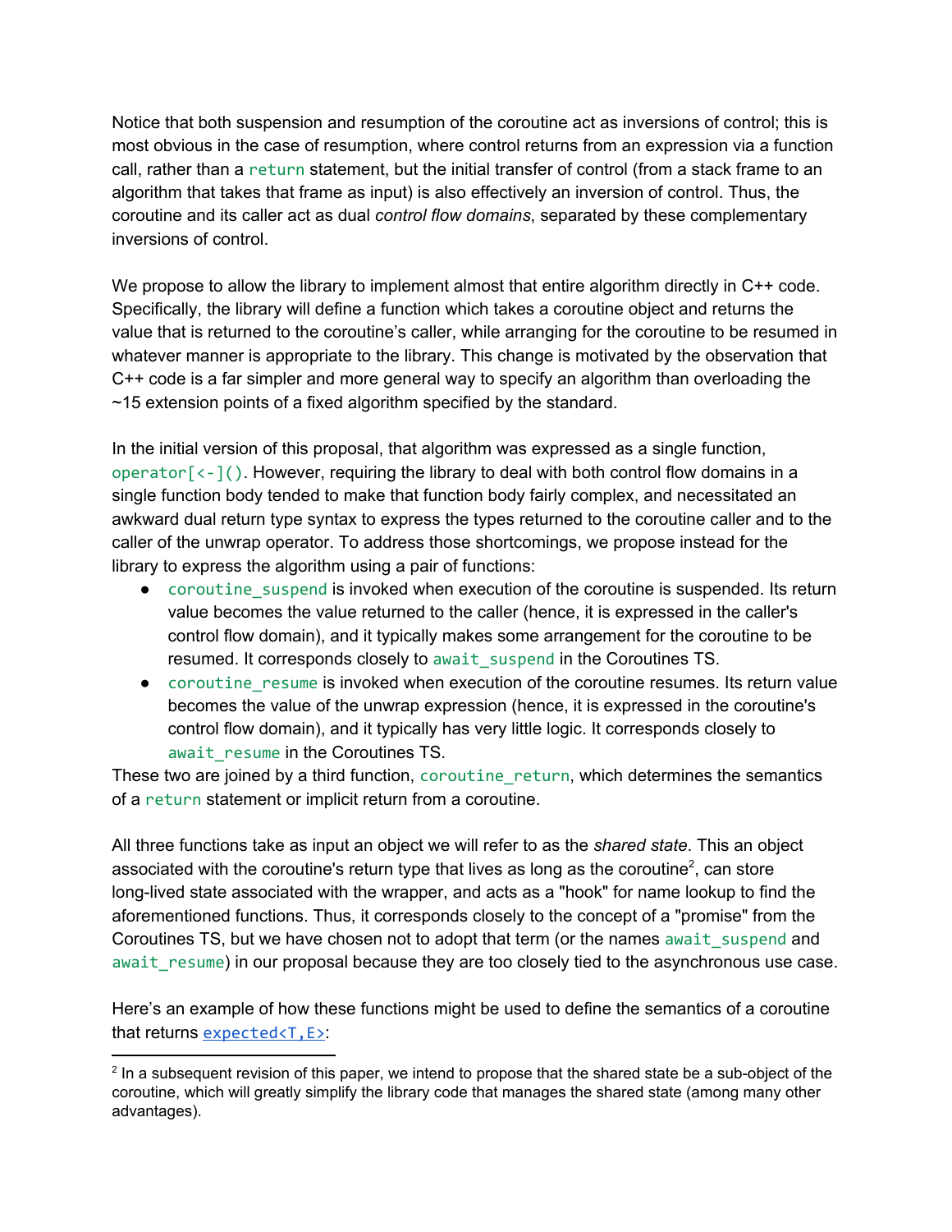Notice that both suspension and resumption of the coroutine act as inversions of control; this is most obvious in the case of resumption, where control returns from an expression via a function call, rather than a `return` statement, but the initial transfer of control (from a stack frame to an algorithm that takes that frame as input) is also effectively an inversion of control. Thus, the coroutine and its caller act as dual *control flow domains*, separated by these complementary inversions of control.

We propose to allow the library to implement almost that entire algorithm directly in C++ code. Specifically, the library will define a function which takes a coroutine object and returns the value that is returned to the coroutine's caller, while arranging for the coroutine to be resumed in whatever manner is appropriate to the library. This change is motivated by the observation that C++ code is a far simpler and more general way to specify an algorithm than overloading the ~15 extension points of a fixed algorithm specified by the standard.

In the initial version of this proposal, that algorithm was expressed as a single function, `operator[<-]()`. However, requiring the library to deal with both control flow domains in a single function body tended to make that function body fairly complex, and necessitated an awkward dual return type syntax to express the types returned to the coroutine caller and to the caller of the unwrap operator. To address those shortcomings, we propose instead for the library to express the algorithm using a pair of functions:

- `coroutine_suspend` is invoked when execution of the coroutine is suspended. Its return value becomes the value returned to the caller (hence, it is expressed in the caller's control flow domain), and it typically makes some arrangement for the coroutine to be resumed. It corresponds closely to `await_suspend` in the Coroutines TS.
- `coroutine_resume` is invoked when execution of the coroutine resumes. Its return value becomes the value of the unwrap expression (hence, it is expressed in the coroutine's control flow domain), and it typically has very little logic. It corresponds closely to `await_resume` in the Coroutines TS.

These two are joined by a third function, `coroutine_return`, which determines the semantics of a `return` statement or implicit return from a coroutine.

All three functions take as input an object we will refer to as the *shared state*. This an object associated with the coroutine's return type that lives as long as the coroutine[2], can store long-lived state associated with the wrapper, and acts as a "hook" for name lookup to find the aforementioned functions. Thus, it corresponds closely to the concept of a "promise" from the Coroutines TS, but we have chosen not to adopt that term (or the names `await_suspend` and `await_resume`) in our proposal because they are too closely tied to the asynchronous use case.

Here's an example of how these functions might be used to define the semantics of a coroutine that returns `expected<T,E>`:

---

[2] In a subsequent revision of this paper, we intend to propose that the shared state be a sub-object of the coroutine, which will greatly simplify the library code that manages the shared state (among many other advantages).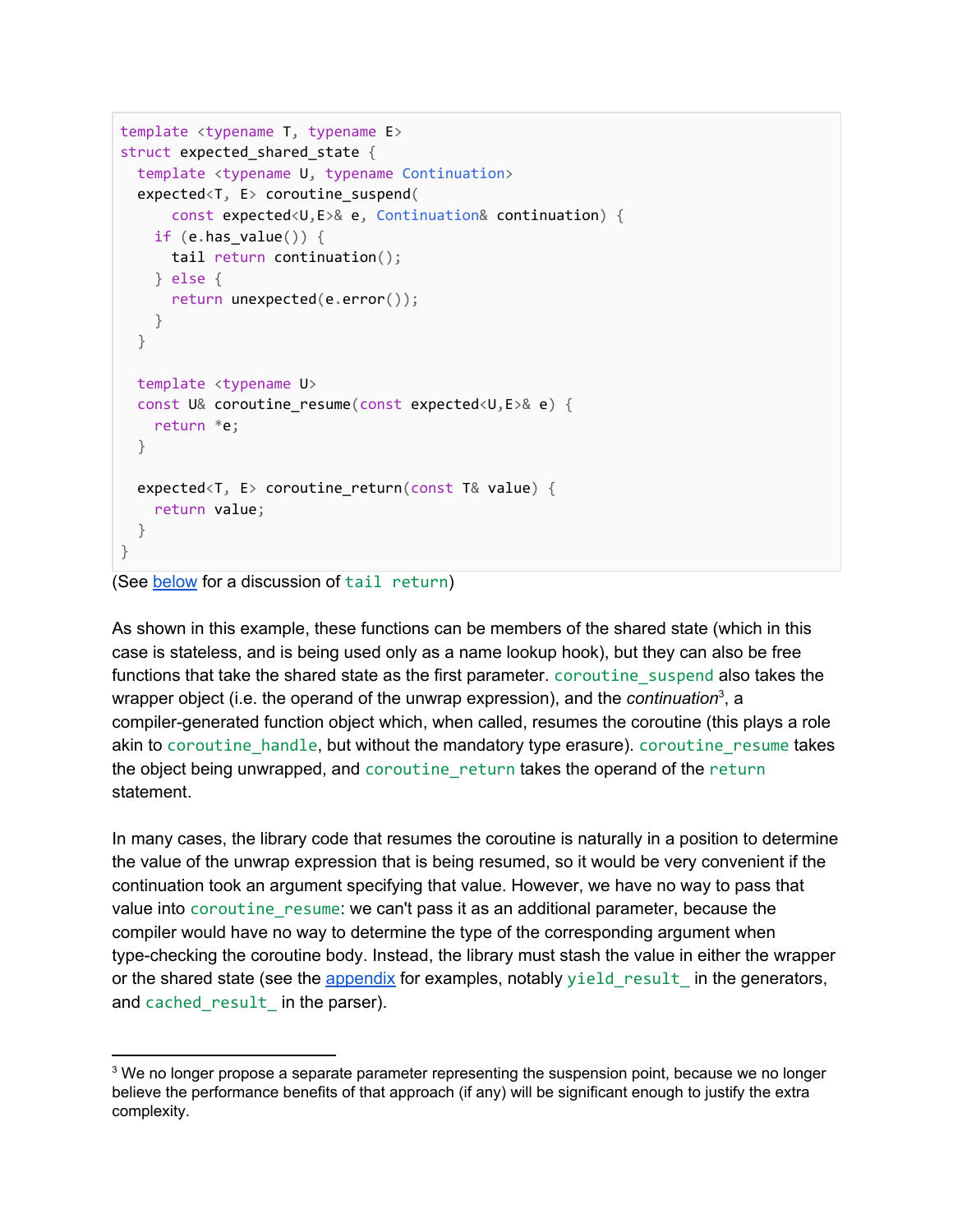```
template <typename T, typename E>
struct expected_shared_state {
  template <typename U, typename Continuation>
  expected<T, E> coroutine_suspend(
      const expected<U,E>& e, Continuation& continuation) {
    if (e.has_value()) {
      tail return continuation();
    } else {
      return unexpected(e.error());
    }
  }

  template <typename U>
  const U& coroutine_resume(const expected<U,E>& e) {
    return *e;
  }

  expected<T, E> coroutine_return(const T& value) {
    return value;
  }
}
```

(See below for a discussion of `tail return`)

As shown in this example, these functions can be members of the shared state (which in this case is stateless, and is being used only as a name lookup hook), but they can also be free functions that take the shared state as the first parameter. `coroutine_suspend` also takes the wrapper object (i.e. the operand of the unwrap expression), and the *continuation*[3], a compiler-generated function object which, when called, resumes the coroutine (this plays a role akin to `coroutine_handle`, but without the mandatory type erasure). `coroutine_resume` takes the object being unwrapped, and `coroutine_return` takes the operand of the `return` statement.

In many cases, the library code that resumes the coroutine is naturally in a position to determine the value of the unwrap expression that is being resumed, so it would be very convenient if the continuation took an argument specifying that value. However, we have no way to pass that value into `coroutine_resume`: we can't pass it as an additional parameter, because the compiler would have no way to determine the type of the corresponding argument when type-checking the coroutine body. Instead, the library must stash the value in either the wrapper or the shared state (see the appendix for examples, notably `yield_result_` in the generators, and `cached_result_` in the parser).

---

[3] We no longer propose a separate parameter representing the suspension point, because we no longer believe the performance benefits of that approach (if any) will be significant enough to justify the extra complexity.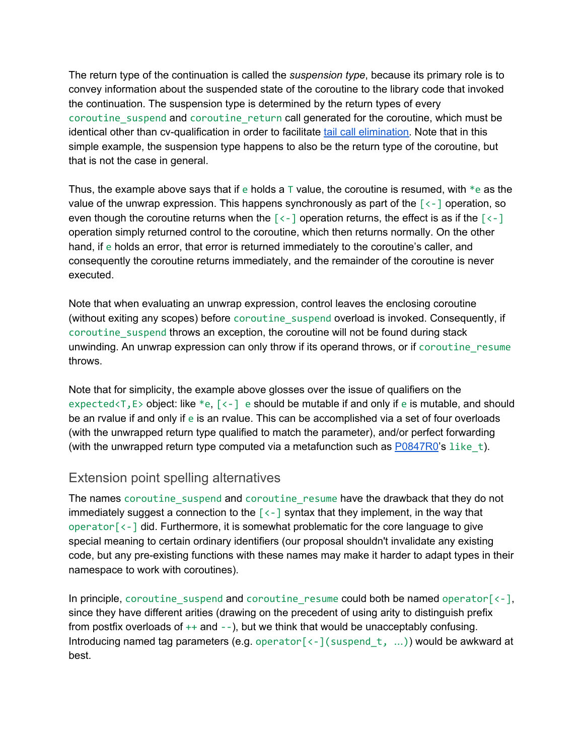The return type of the continuation is called the *suspension type*, because its primary role is to convey information about the suspended state of the coroutine to the library code that invoked the continuation. The suspension type is determined by the return types of every `coroutine_suspend` and `coroutine_return` call generated for the coroutine, which must be identical other than cv-qualification in order to facilitate [tail call elimination](). Note that in this simple example, the suspension type happens to also be the return type of the coroutine, but that is not the case in general.

Thus, the example above says that if `e` holds a `T` value, the coroutine is resumed, with `*e` as the value of the unwrap expression. This happens synchronously as part of the `[<-]` operation, so even though the coroutine returns when the `[<-]` operation returns, the effect is as if the `[<-]` operation simply returned control to the coroutine, which then returns normally. On the other hand, if `e` holds an error, that error is returned immediately to the coroutine's caller, and consequently the coroutine returns immediately, and the remainder of the coroutine is never executed.

Note that when evaluating an unwrap expression, control leaves the enclosing coroutine (without exiting any scopes) before `coroutine_suspend` overload is invoked. Consequently, if `coroutine_suspend` throws an exception, the coroutine will not be found during stack unwinding. An unwrap expression can only throw if its operand throws, or if `coroutine_resume` throws.

Note that for simplicity, the example above glosses over the issue of qualifiers on the `expected<T,E>` object: like `*e`, `[<-] e` should be mutable if and only if `e` is mutable, and should be an rvalue if and only if `e` is an rvalue. This can be accomplished via a set of four overloads (with the unwrapped return type qualified to match the parameter), and/or perfect forwarding (with the unwrapped return type computed via a metafunction such as [P0847R0]()'s `like_t`).

## Extension point spelling alternatives

The names `coroutine_suspend` and `coroutine_resume` have the drawback that they do not immediately suggest a connection to the `[<-]` syntax that they implement, in the way that `operator[<-]` did. Furthermore, it is somewhat problematic for the core language to give special meaning to certain ordinary identifiers (our proposal shouldn't invalidate any existing code, but any pre-existing functions with these names may make it harder to adapt types in their namespace to work with coroutines).

In principle, `coroutine_suspend` and `coroutine_resume` could both be named `operator[<-]`, since they have different arities (drawing on the precedent of using arity to distinguish prefix from postfix overloads of `++` and `--`), but we think that would be unacceptably confusing. Introducing named tag parameters (e.g. `operator[<-](suspend_t, ...)`) would be awkward at best.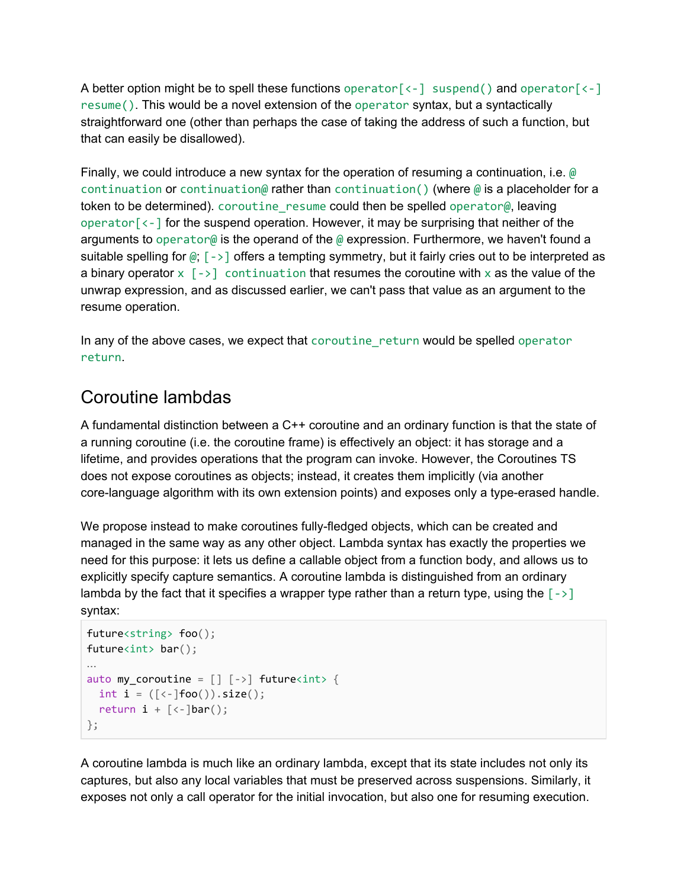A better option might be to spell these functions `operator[<-] suspend()` and `operator[<-] resume()`. This would be a novel extension of the `operator` syntax, but a syntactically straightforward one (other than perhaps the case of taking the address of such a function, but that can easily be disallowed).

Finally, we could introduce a new syntax for the operation of resuming a continuation, i.e. `@ continuation` or `continuation@` rather than `continuation()` (where `@` is a placeholder for a token to be determined). `coroutine_resume` could then be spelled `operator@`, leaving `operator[<-]` for the suspend operation. However, it may be surprising that neither of the arguments to `operator@` is the operand of the `@` expression. Furthermore, we haven't found a suitable spelling for `@`; `[->]` offers a tempting symmetry, but it fairly cries out to be interpreted as a binary operator `x [->] continuation` that resumes the coroutine with `x` as the value of the unwrap expression, and as discussed earlier, we can't pass that value as an argument to the resume operation.

In any of the above cases, we expect that `coroutine_return` would be spelled `operator return`.

## Coroutine lambdas

A fundamental distinction between a C++ coroutine and an ordinary function is that the state of a running coroutine (i.e. the coroutine frame) is effectively an object: it has storage and a lifetime, and provides operations that the program can invoke. However, the Coroutines TS does not expose coroutines as objects; instead, it creates them implicitly (via another core-language algorithm with its own extension points) and exposes only a type-erased handle.

We propose instead to make coroutines fully-fledged objects, which can be created and managed in the same way as any other object. Lambda syntax has exactly the properties we need for this purpose: it lets us define a callable object from a function body, and allows us to explicitly specify capture semantics. A coroutine lambda is distinguished from an ordinary lambda by the fact that it specifies a wrapper type rather than a return type, using the `[->]` syntax:

```
future<string> foo();
future<int> bar();
…
auto my_coroutine = [] [->] future<int> {
  int i = ([<-]foo()).size();
  return i + [<-]bar();
};
```

A coroutine lambda is much like an ordinary lambda, except that its state includes not only its captures, but also any local variables that must be preserved across suspensions. Similarly, it exposes not only a call operator for the initial invocation, but also one for resuming execution.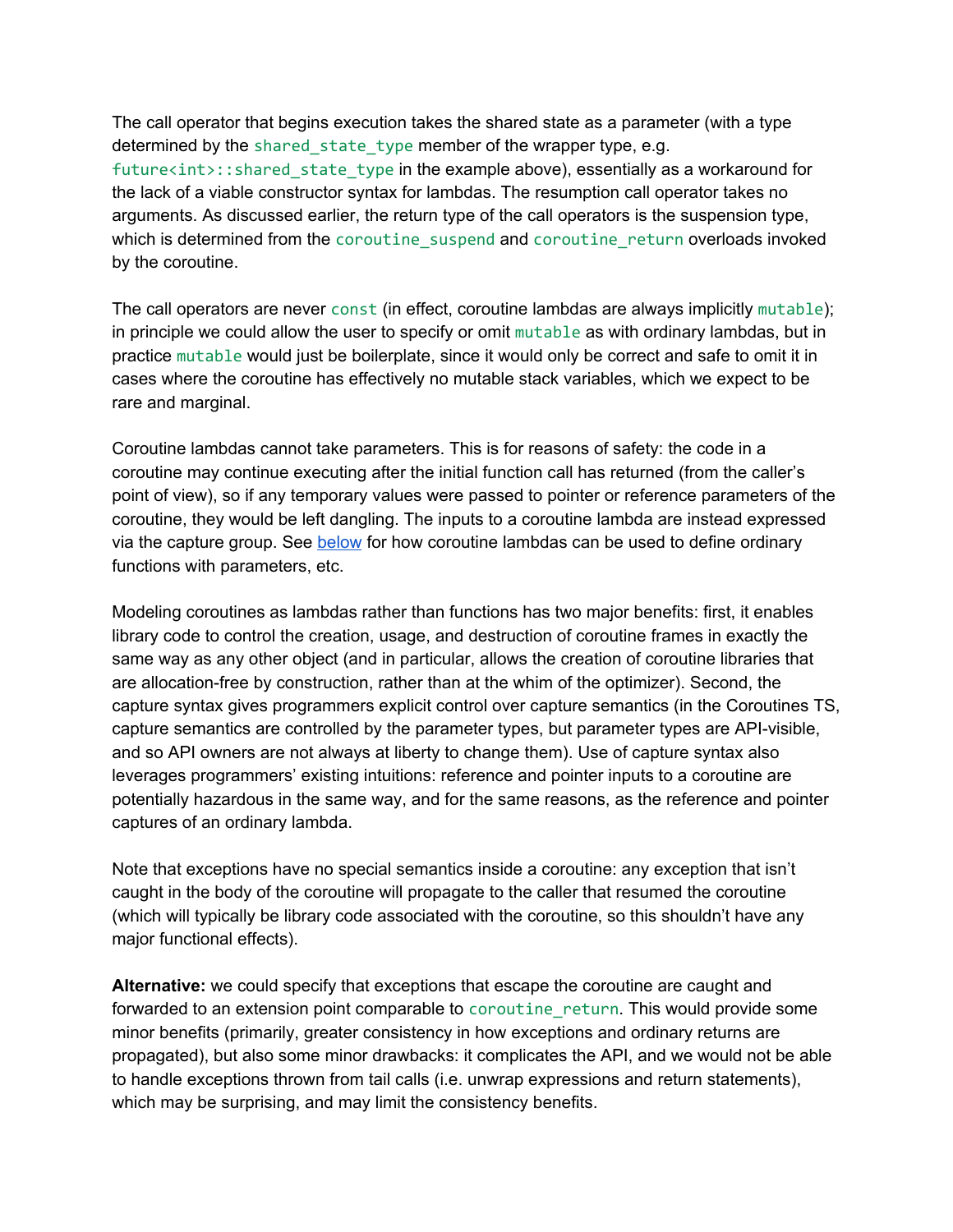The call operator that begins execution takes the shared state as a parameter (with a type determined by the `shared_state_type` member of the wrapper type, e.g. `future<int>::shared_state_type` in the example above), essentially as a workaround for the lack of a viable constructor syntax for lambdas. The resumption call operator takes no arguments. As discussed earlier, the return type of the call operators is the suspension type, which is determined from the `coroutine_suspend` and `coroutine_return` overloads invoked by the coroutine.

The call operators are never `const` (in effect, coroutine lambdas are always implicitly `mutable`); in principle we could allow the user to specify or omit `mutable` as with ordinary lambdas, but in practice `mutable` would just be boilerplate, since it would only be correct and safe to omit it in cases where the coroutine has effectively no mutable stack variables, which we expect to be rare and marginal.

Coroutine lambdas cannot take parameters. This is for reasons of safety: the code in a coroutine may continue executing after the initial function call has returned (from the caller's point of view), so if any temporary values were passed to pointer or reference parameters of the coroutine, they would be left dangling. The inputs to a coroutine lambda are instead expressed via the capture group. See below for how coroutine lambdas can be used to define ordinary functions with parameters, etc.

Modeling coroutines as lambdas rather than functions has two major benefits: first, it enables library code to control the creation, usage, and destruction of coroutine frames in exactly the same way as any other object (and in particular, allows the creation of coroutine libraries that are allocation-free by construction, rather than at the whim of the optimizer). Second, the capture syntax gives programmers explicit control over capture semantics (in the Coroutines TS, capture semantics are controlled by the parameter types, but parameter types are API-visible, and so API owners are not always at liberty to change them). Use of capture syntax also leverages programmers' existing intuitions: reference and pointer inputs to a coroutine are potentially hazardous in the same way, and for the same reasons, as the reference and pointer captures of an ordinary lambda.

Note that exceptions have no special semantics inside a coroutine: any exception that isn't caught in the body of the coroutine will propagate to the caller that resumed the coroutine (which will typically be library code associated with the coroutine, so this shouldn't have any major functional effects).

**Alternative:** we could specify that exceptions that escape the coroutine are caught and forwarded to an extension point comparable to `coroutine_return`. This would provide some minor benefits (primarily, greater consistency in how exceptions and ordinary returns are propagated), but also some minor drawbacks: it complicates the API, and we would not be able to handle exceptions thrown from tail calls (i.e. unwrap expressions and return statements), which may be surprising, and may limit the consistency benefits.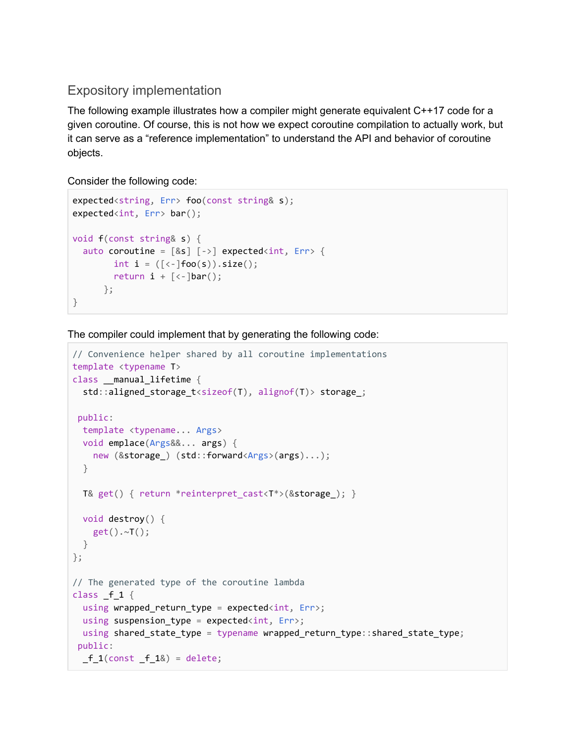## Expository implementation

The following example illustrates how a compiler might generate equivalent C++17 code for a given coroutine. Of course, this is not how we expect coroutine compilation to actually work, but it can serve as a “reference implementation” to understand the API and behavior of coroutine objects.

Consider the following code:

```
expected<string, Err> foo(const string& s);
expected<int, Err> bar();

void f(const string& s) {
  auto coroutine = [&s] [->] expected<int, Err> {
        int i = ([<-]foo(s)).size();
        return i + [<-]bar();
      };
}
```

The compiler could implement that by generating the following code:

```
// Convenience helper shared by all coroutine implementations
template <typename T>
class __manual_lifetime {
  std::aligned_storage_t<sizeof(T), alignof(T)> storage_;

 public:
  template <typename... Args>
  void emplace(Args&&... args) {
    new (&storage_) (std::forward<Args>(args)...);
  }

  T& get() { return *reinterpret_cast<T*>(&storage_); }

  void destroy() {
    get().~T();
  }
};

// The generated type of the coroutine lambda
class _f_1 {
  using wrapped_return_type = expected<int, Err>;
  using suspension_type = expected<int, Err>;
  using shared_state_type = typename wrapped_return_type::shared_state_type;
 public:
  _f_1(const _f_1&) = delete;
```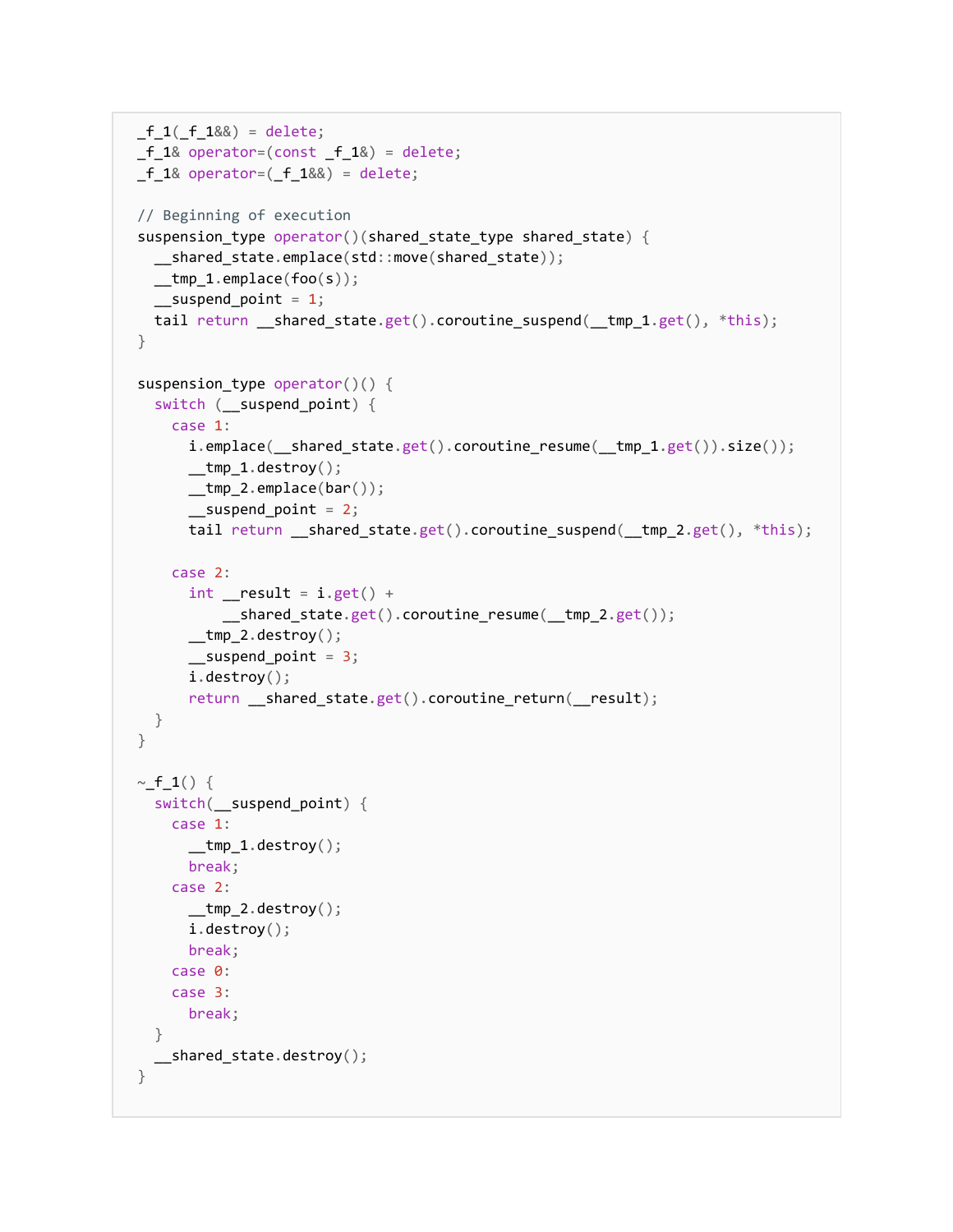```
_f_1(_f_1&&) = delete;
_f_1& operator=(const _f_1&) = delete;
_f_1& operator=(_f_1&&) = delete;

// Beginning of execution
suspension_type operator()(shared_state_type shared_state) {
  __shared_state.emplace(std::move(shared_state));
  __tmp_1.emplace(foo(s));
  __suspend_point = 1;
  tail return __shared_state.get().coroutine_suspend(__tmp_1.get(), *this);
}

suspension_type operator()() {
  switch (__suspend_point) {
    case 1:
      i.emplace(__shared_state.get().coroutine_resume(__tmp_1.get()).size());
      __tmp_1.destroy();
      __tmp_2.emplace(bar());
      __suspend_point = 2;
      tail return __shared_state.get().coroutine_suspend(__tmp_2.get(), *this);

    case 2:
      int __result = i.get() +
          __shared_state.get().coroutine_resume(__tmp_2.get());
      __tmp_2.destroy();
      __suspend_point = 3;
      i.destroy();
      return __shared_state.get().coroutine_return(__result);
  }
}

~_f_1() {
  switch(__suspend_point) {
    case 1:
      __tmp_1.destroy();
      break;
    case 2:
      __tmp_2.destroy();
      i.destroy();
      break;
    case 0:
    case 3:
      break;
  }
  __shared_state.destroy();
}
```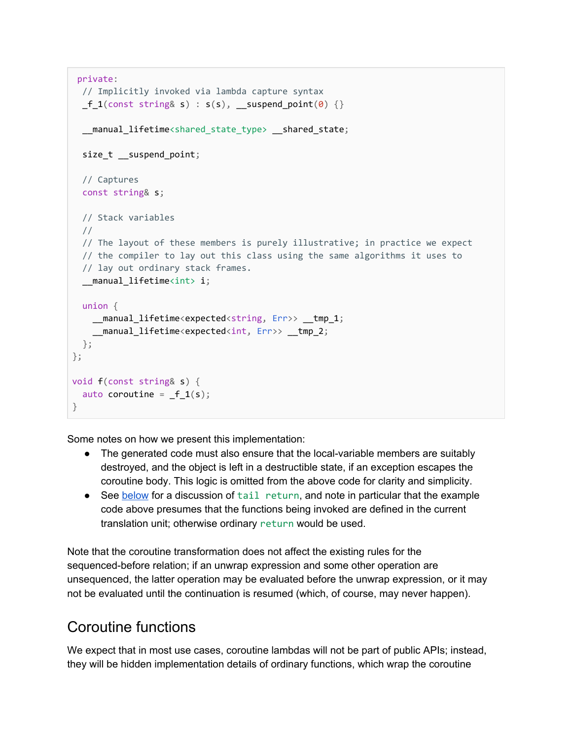```
 private:
  // Implicitly invoked via lambda capture syntax
  _f_1(const string& s) : s(s), __suspend_point(0) {}

  __manual_lifetime<shared_state_type> __shared_state;

  size_t __suspend_point;

  // Captures
  const string& s;

  // Stack variables
  //
  // The layout of these members is purely illustrative; in practice we expect
  // the compiler to lay out this class using the same algorithms it uses to
  // lay out ordinary stack frames.
  __manual_lifetime<int> i;

  union {
    __manual_lifetime<expected<string, Err>> __tmp_1;
    __manual_lifetime<expected<int, Err>> __tmp_2;
  };
};

void f(const string& s) {
  auto coroutine = _f_1(s);
}
```

Some notes on how we present this implementation:

- The generated code must also ensure that the local-variable members are suitably destroyed, and the object is left in a destructible state, if an exception escapes the coroutine body. This logic is omitted from the above code for clarity and simplicity.
- See below for a discussion of `tail return`, and note in particular that the example code above presumes that the functions being invoked are defined in the current translation unit; otherwise ordinary `return` would be used.

Note that the coroutine transformation does not affect the existing rules for the sequenced-before relation; if an unwrap expression and some other operation are unsequenced, the latter operation may be evaluated before the unwrap expression, or it may not be evaluated until the continuation is resumed (which, of course, may never happen).

## Coroutine functions

We expect that in most use cases, coroutine lambdas will not be part of public APIs; instead, they will be hidden implementation details of ordinary functions, which wrap the coroutine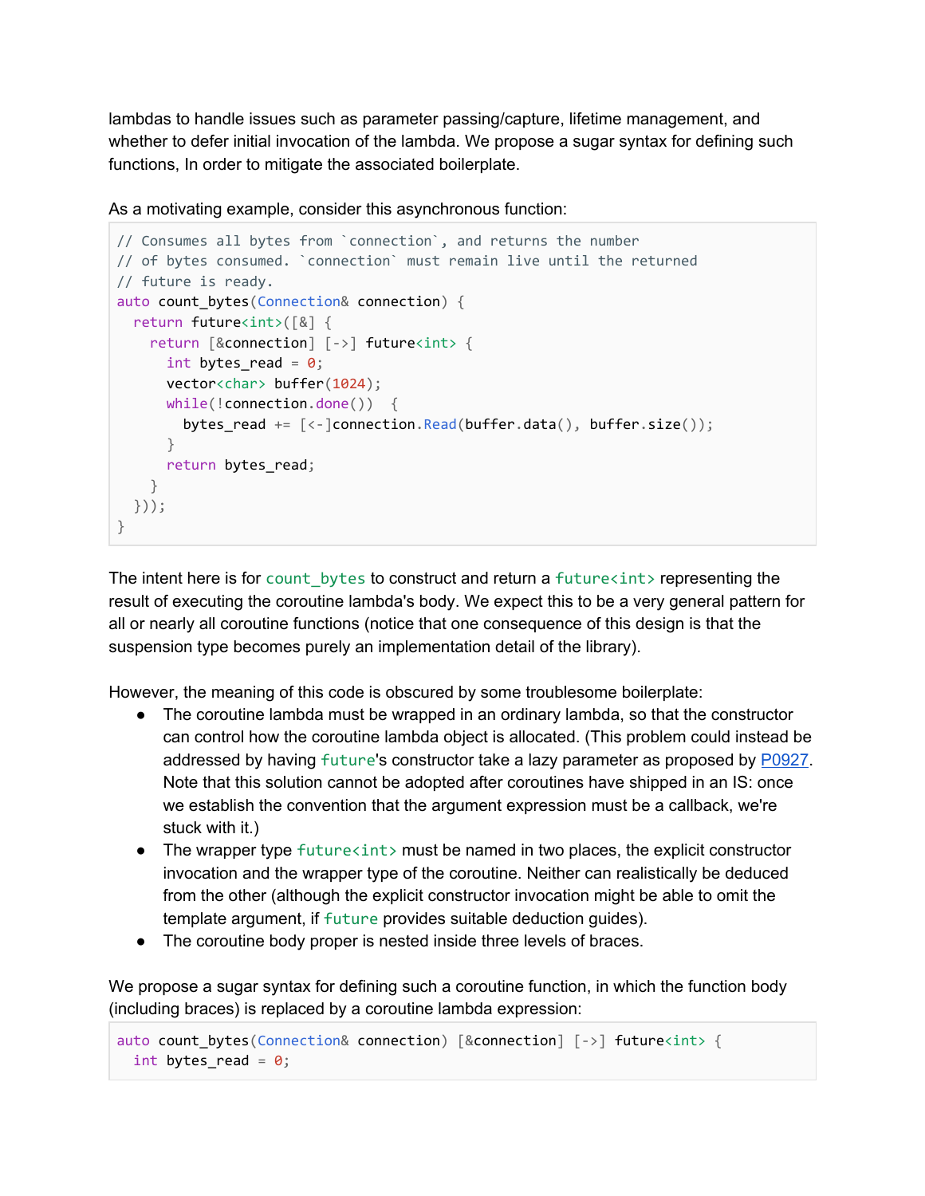lambdas to handle issues such as parameter passing/capture, lifetime management, and whether to defer initial invocation of the lambda. We propose a sugar syntax for defining such functions, In order to mitigate the associated boilerplate.

As a motivating example, consider this asynchronous function:

```
// Consumes all bytes from `connection`, and returns the number
// of bytes consumed. `connection` must remain live until the returned
// future is ready.
auto count_bytes(Connection& connection) {
  return future<int>([&] {
    return [&connection] [->] future<int> {
      int bytes_read = 0;
      vector<char> buffer(1024);
      while(!connection.done())  {
        bytes_read += [<-]connection.Read(buffer.data(), buffer.size());
      }
      return bytes_read;
    }
  }));
}
```

The intent here is for `count_bytes` to construct and return a `future<int>` representing the result of executing the coroutine lambda's body. We expect this to be a very general pattern for all or nearly all coroutine functions (notice that one consequence of this design is that the suspension type becomes purely an implementation detail of the library).

However, the meaning of this code is obscured by some troublesome boilerplate:

- The coroutine lambda must be wrapped in an ordinary lambda, so that the constructor can control how the coroutine lambda object is allocated. (This problem could instead be addressed by having `future`'s constructor take a lazy parameter as proposed by P0927. Note that this solution cannot be adopted after coroutines have shipped in an IS: once we establish the convention that the argument expression must be a callback, we're stuck with it.)
- The wrapper type `future<int>` must be named in two places, the explicit constructor invocation and the wrapper type of the coroutine. Neither can realistically be deduced from the other (although the explicit constructor invocation might be able to omit the template argument, if `future` provides suitable deduction guides).
- The coroutine body proper is nested inside three levels of braces.

We propose a sugar syntax for defining such a coroutine function, in which the function body (including braces) is replaced by a coroutine lambda expression:

```
auto count_bytes(Connection& connection) [&connection] [->] future<int> {
  int bytes_read = 0;
```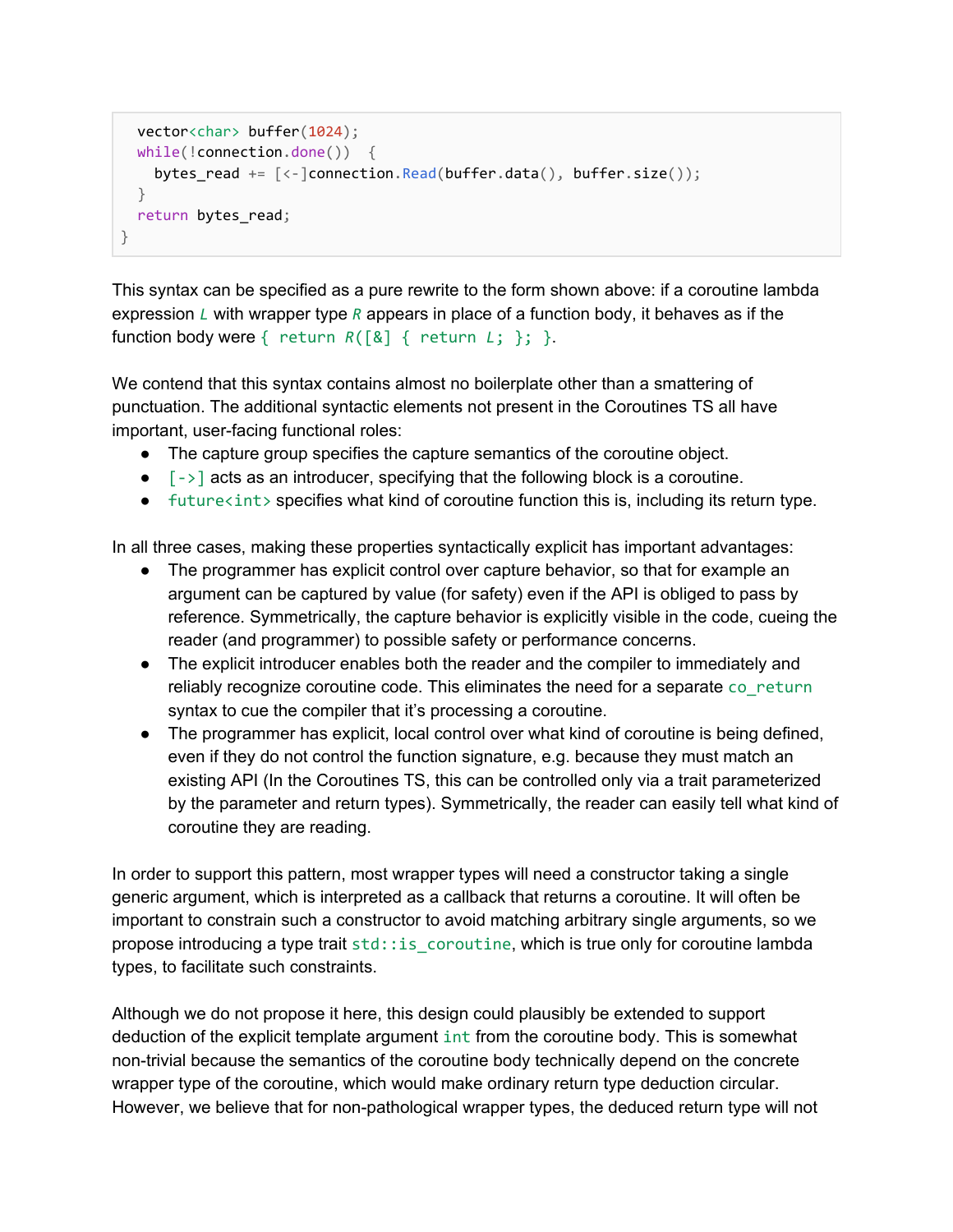```
  vector<char> buffer(1024);
  while(!connection.done())  {
    bytes_read += [<-]connection.Read(buffer.data(), buffer.size());
  }
  return bytes_read;
}
```

This syntax can be specified as a pure rewrite to the form shown above: if a coroutine lambda expression `L` with wrapper type `R` appears in place of a function body, it behaves as if the function body were `{ return R([&] { return L; }; }`.

We contend that this syntax contains almost no boilerplate other than a smattering of punctuation. The additional syntactic elements not present in the Coroutines TS all have important, user-facing functional roles:

- The capture group specifies the capture semantics of the coroutine object.
- `[->]` acts as an introducer, specifying that the following block is a coroutine.
- `future<int>` specifies what kind of coroutine function this is, including its return type.

In all three cases, making these properties syntactically explicit has important advantages:

- The programmer has explicit control over capture behavior, so that for example an argument can be captured by value (for safety) even if the API is obliged to pass by reference. Symmetrically, the capture behavior is explicitly visible in the code, cueing the reader (and programmer) to possible safety or performance concerns.
- The explicit introducer enables both the reader and the compiler to immediately and reliably recognize coroutine code. This eliminates the need for a separate `co_return` syntax to cue the compiler that it's processing a coroutine.
- The programmer has explicit, local control over what kind of coroutine is being defined, even if they do not control the function signature, e.g. because they must match an existing API (In the Coroutines TS, this can be controlled only via a trait parameterized by the parameter and return types). Symmetrically, the reader can easily tell what kind of coroutine they are reading.

In order to support this pattern, most wrapper types will need a constructor taking a single generic argument, which is interpreted as a callback that returns a coroutine. It will often be important to constrain such a constructor to avoid matching arbitrary single arguments, so we propose introducing a type trait `std::is_coroutine`, which is true only for coroutine lambda types, to facilitate such constraints.

Although we do not propose it here, this design could plausibly be extended to support deduction of the explicit template argument `int` from the coroutine body. This is somewhat non-trivial because the semantics of the coroutine body technically depend on the concrete wrapper type of the coroutine, which would make ordinary return type deduction circular. However, we believe that for non-pathological wrapper types, the deduced return type will not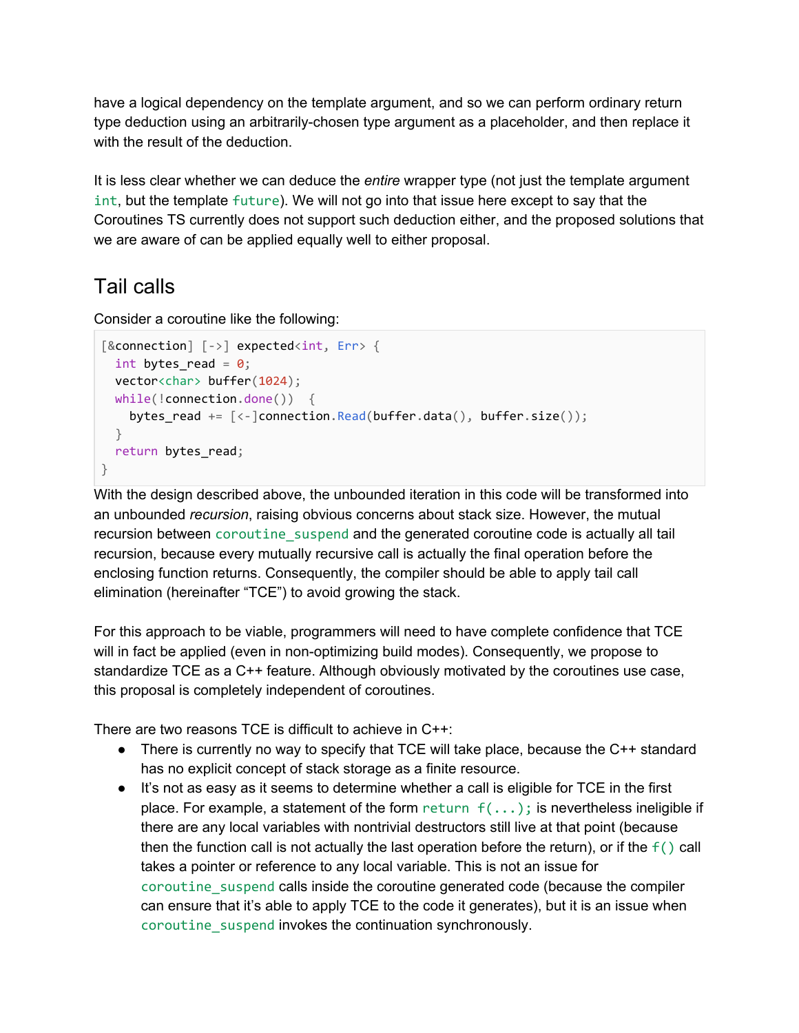have a logical dependency on the template argument, and so we can perform ordinary return type deduction using an arbitrarily-chosen type argument as a placeholder, and then replace it with the result of the deduction.

It is less clear whether we can deduce the *entire* wrapper type (not just the template argument `int`, but the template `future`). We will not go into that issue here except to say that the Coroutines TS currently does not support such deduction either, and the proposed solutions that we are aware of can be applied equally well to either proposal.

## Tail calls

Consider a coroutine like the following:

```
[&connection] [->] expected<int, Err> {
  int bytes_read = 0;
  vector<char> buffer(1024);
  while(!connection.done())  {
    bytes_read += [<-]connection.Read(buffer.data(), buffer.size());
  }
  return bytes_read;
}
```

With the design described above, the unbounded iteration in this code will be transformed into an unbounded *recursion*, raising obvious concerns about stack size. However, the mutual recursion between `coroutine_suspend` and the generated coroutine code is actually all tail recursion, because every mutually recursive call is actually the final operation before the enclosing function returns. Consequently, the compiler should be able to apply tail call elimination (hereinafter "TCE") to avoid growing the stack.

For this approach to be viable, programmers will need to have complete confidence that TCE will in fact be applied (even in non-optimizing build modes). Consequently, we propose to standardize TCE as a C++ feature. Although obviously motivated by the coroutines use case, this proposal is completely independent of coroutines.

There are two reasons TCE is difficult to achieve in C++:

- There is currently no way to specify that TCE will take place, because the C++ standard has no explicit concept of stack storage as a finite resource.
- It's not as easy as it seems to determine whether a call is eligible for TCE in the first place. For example, a statement of the form `return f(...);` is nevertheless ineligible if there are any local variables with nontrivial destructors still live at that point (because then the function call is not actually the last operation before the return), or if the `f()` call takes a pointer or reference to any local variable. This is not an issue for `coroutine_suspend` calls inside the coroutine generated code (because the compiler can ensure that it's able to apply TCE to the code it generates), but it is an issue when `coroutine_suspend` invokes the continuation synchronously.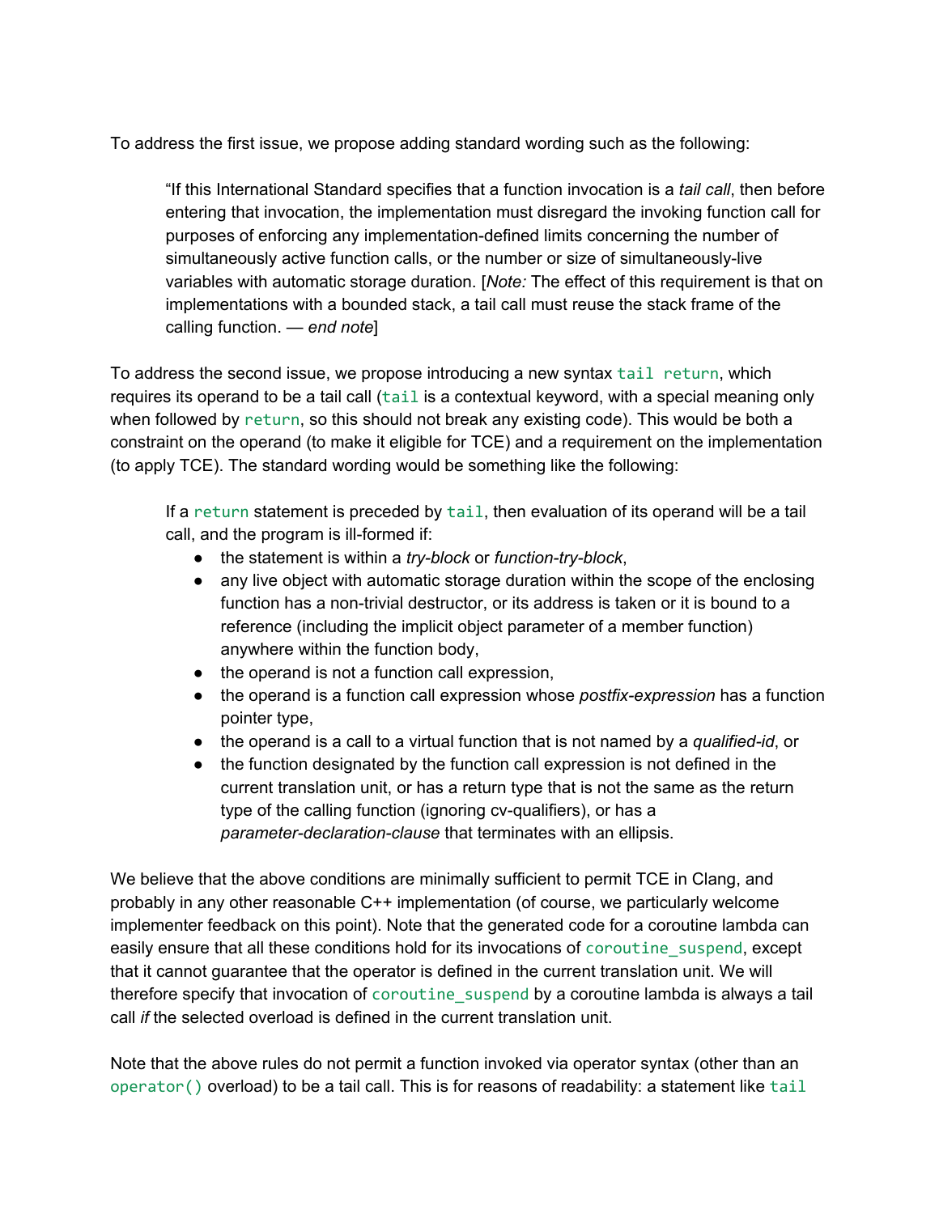To address the first issue, we propose adding standard wording such as the following:

> “If this International Standard specifies that a function invocation is a *tail call*, then before entering that invocation, the implementation must disregard the invoking function call for purposes of enforcing any implementation-defined limits concerning the number of simultaneously active function calls, or the number or size of simultaneously-live variables with automatic storage duration. [*Note:* The effect of this requirement is that on implementations with a bounded stack, a tail call must reuse the stack frame of the calling function. — *end note*]

To address the second issue, we propose introducing a new syntax `tail return`, which requires its operand to be a tail call (`tail` is a contextual keyword, with a special meaning only when followed by `return`, so this should not break any existing code). This would be both a constraint on the operand (to make it eligible for TCE) and a requirement on the implementation (to apply TCE). The standard wording would be something like the following:

> If a `return` statement is preceded by `tail`, then evaluation of its operand will be a tail call, and the program is ill-formed if:
>
> - the statement is within a *try-block* or *function-try-block*,
> - any live object with automatic storage duration within the scope of the enclosing function has a non-trivial destructor, or its address is taken or it is bound to a reference (including the implicit object parameter of a member function) anywhere within the function body,
> - the operand is not a function call expression,
> - the operand is a function call expression whose *postfix-expression* has a function pointer type,
> - the operand is a call to a virtual function that is not named by a *qualified-id*, or
> - the function designated by the function call expression is not defined in the current translation unit, or has a return type that is not the same as the return type of the calling function (ignoring cv-qualifiers), or has a *parameter-declaration-clause* that terminates with an ellipsis.

We believe that the above conditions are minimally sufficient to permit TCE in Clang, and probably in any other reasonable C++ implementation (of course, we particularly welcome implementer feedback on this point). Note that the generated code for a coroutine lambda can easily ensure that all these conditions hold for its invocations of `coroutine_suspend`, except that it cannot guarantee that the operator is defined in the current translation unit. We will therefore specify that invocation of `coroutine_suspend` by a coroutine lambda is always a tail call *if* the selected overload is defined in the current translation unit.

Note that the above rules do not permit a function invoked via operator syntax (other than an `operator()` overload) to be a tail call. This is for reasons of readability: a statement like `tail`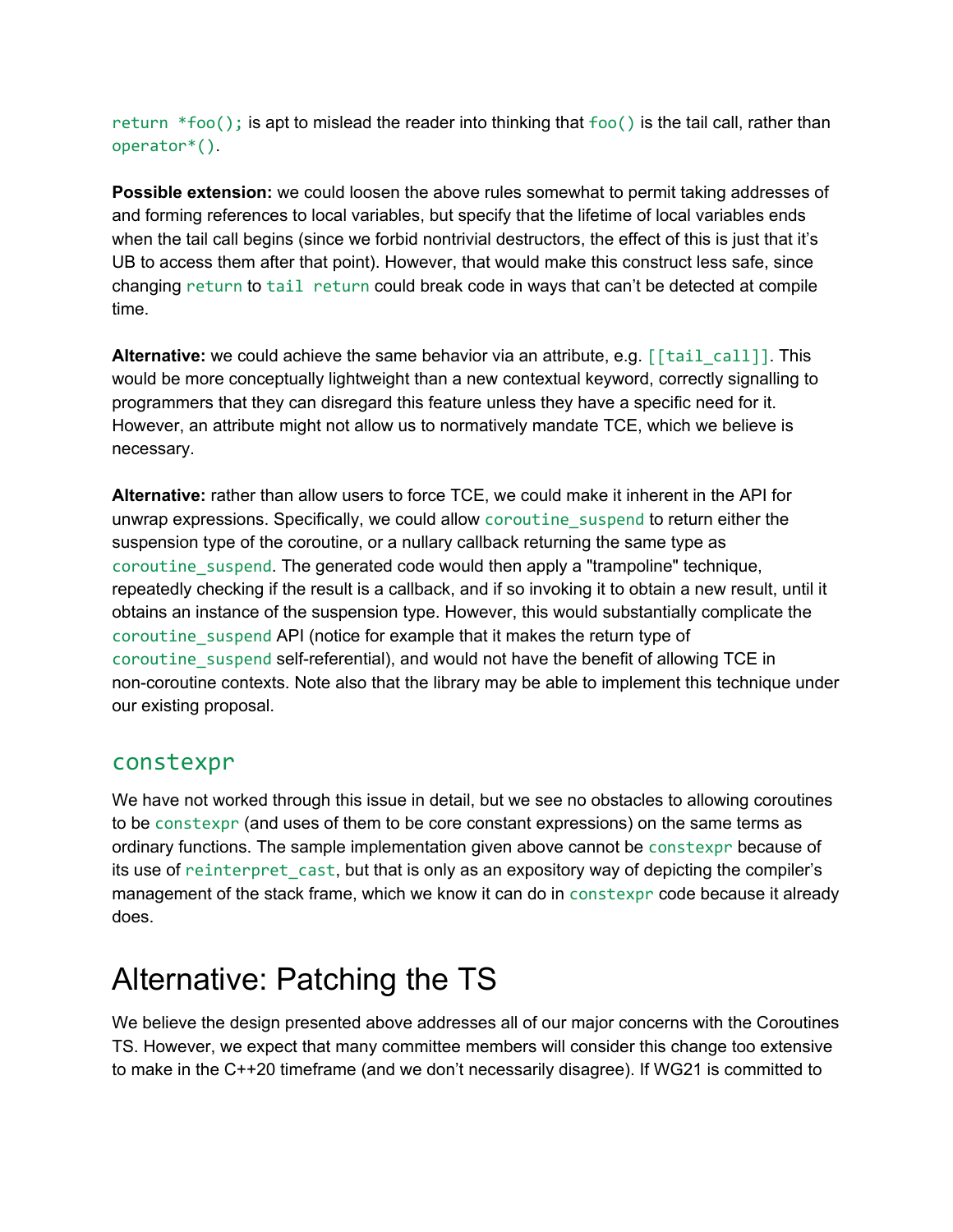`return *foo();` is apt to mislead the reader into thinking that `foo()` is the tail call, rather than `operator*()`.

**Possible extension:** we could loosen the above rules somewhat to permit taking addresses of and forming references to local variables, but specify that the lifetime of local variables ends when the tail call begins (since we forbid nontrivial destructors, the effect of this is just that it's UB to access them after that point). However, that would make this construct less safe, since changing `return` to `tail return` could break code in ways that can't be detected at compile time.

**Alternative:** we could achieve the same behavior via an attribute, e.g. `[[tail_call]]`. This would be more conceptually lightweight than a new contextual keyword, correctly signalling to programmers that they can disregard this feature unless they have a specific need for it. However, an attribute might not allow us to normatively mandate TCE, which we believe is necessary.

**Alternative:** rather than allow users to force TCE, we could make it inherent in the API for unwrap expressions. Specifically, we could allow `coroutine_suspend` to return either the suspension type of the coroutine, or a nullary callback returning the same type as `coroutine_suspend`. The generated code would then apply a "trampoline" technique, repeatedly checking if the result is a callback, and if so invoking it to obtain a new result, until it obtains an instance of the suspension type. However, this would substantially complicate the `coroutine_suspend` API (notice for example that it makes the return type of `coroutine_suspend` self-referential), and would not have the benefit of allowing TCE in non-coroutine contexts. Note also that the library may be able to implement this technique under our existing proposal.

## `constexpr`

We have not worked through this issue in detail, but we see no obstacles to allowing coroutines to be `constexpr` (and uses of them to be core constant expressions) on the same terms as ordinary functions. The sample implementation given above cannot be `constexpr` because of its use of `reinterpret_cast`, but that is only as an expository way of depicting the compiler's management of the stack frame, which we know it can do in `constexpr` code because it already does.

# Alternative: Patching the TS

We believe the design presented above addresses all of our major concerns with the Coroutines TS. However, we expect that many committee members will consider this change too extensive to make in the C++20 timeframe (and we don't necessarily disagree). If WG21 is committed to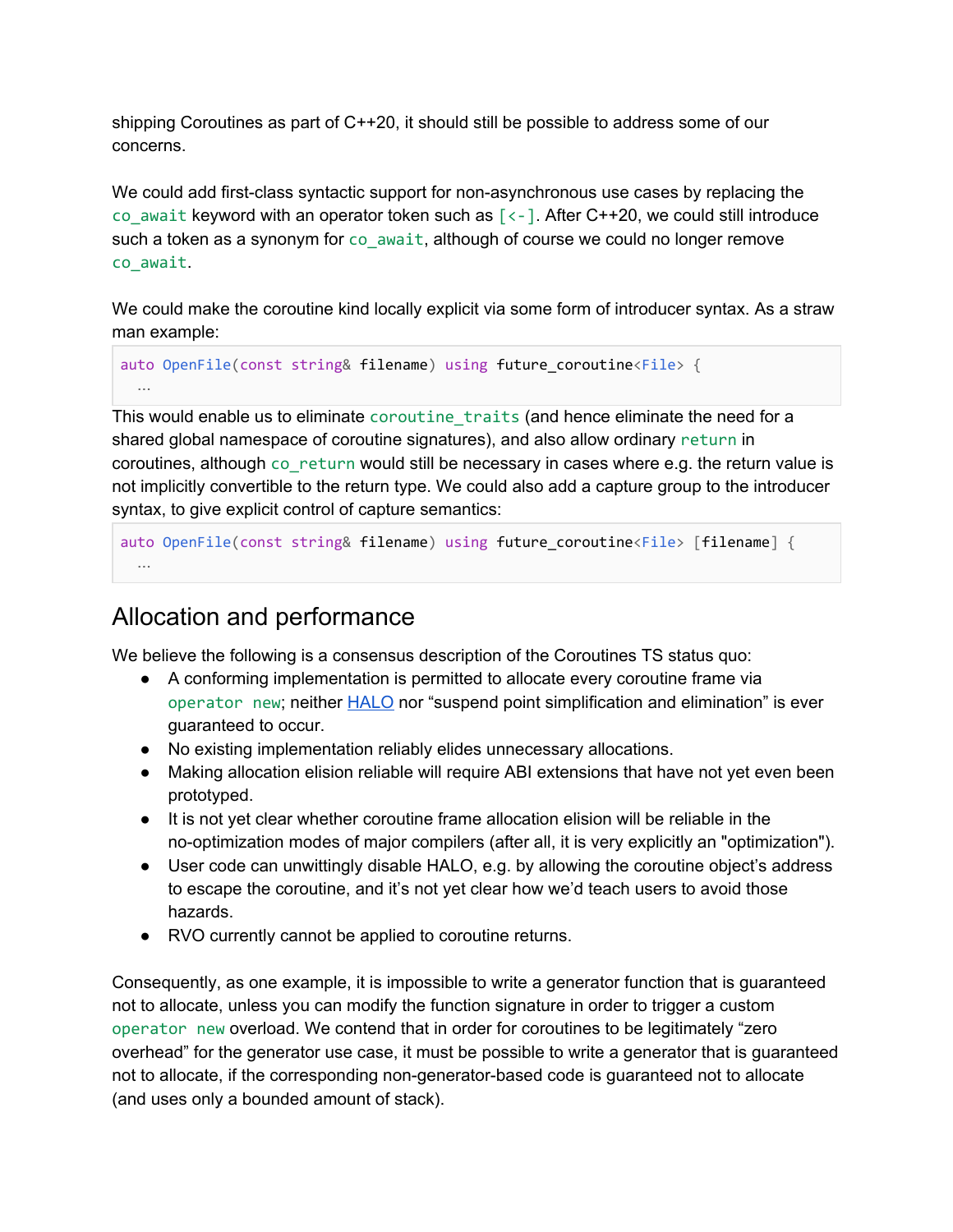shipping Coroutines as part of C++20, it should still be possible to address some of our concerns.

We could add first-class syntactic support for non-asynchronous use cases by replacing the `co_await` keyword with an operator token such as `[<-]`. After C++20, we could still introduce such a token as a synonym for `co_await`, although of course we could no longer remove `co_await`.

We could make the coroutine kind locally explicit via some form of introducer syntax. As a straw man example:

```
auto OpenFile(const string& filename) using future_coroutine<File> {
  …
```

This would enable us to eliminate `coroutine_traits` (and hence eliminate the need for a shared global namespace of coroutine signatures), and also allow ordinary `return` in coroutines, although `co_return` would still be necessary in cases where e.g. the return value is not implicitly convertible to the return type. We could also add a capture group to the introducer syntax, to give explicit control of capture semantics:

```
auto OpenFile(const string& filename) using future_coroutine<File> [filename] {
  …
```

## Allocation and performance

We believe the following is a consensus description of the Coroutines TS status quo:

- A conforming implementation is permitted to allocate every coroutine frame via `operator new`; neither HALO nor "suspend point simplification and elimination" is ever guaranteed to occur.
- No existing implementation reliably elides unnecessary allocations.
- Making allocation elision reliable will require ABI extensions that have not yet even been prototyped.
- It is not yet clear whether coroutine frame allocation elision will be reliable in the no-optimization modes of major compilers (after all, it is very explicitly an "optimization").
- User code can unwittingly disable HALO, e.g. by allowing the coroutine object's address to escape the coroutine, and it's not yet clear how we'd teach users to avoid those hazards.
- RVO currently cannot be applied to coroutine returns.

Consequently, as one example, it is impossible to write a generator function that is guaranteed not to allocate, unless you can modify the function signature in order to trigger a custom `operator new` overload. We contend that in order for coroutines to be legitimately "zero overhead" for the generator use case, it must be possible to write a generator that is guaranteed not to allocate, if the corresponding non-generator-based code is guaranteed not to allocate (and uses only a bounded amount of stack).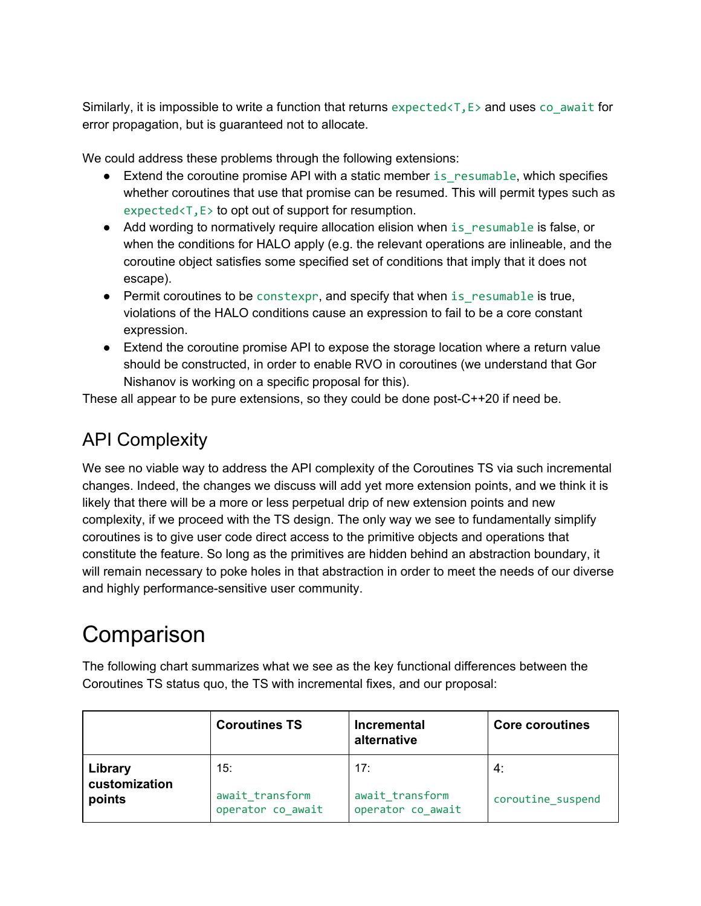Similarly, it is impossible to write a function that returns `expected<T,E>` and uses `co_await` for error propagation, but is guaranteed not to allocate.

We could address these problems through the following extensions:

- Extend the coroutine promise API with a static member `is_resumable`, which specifies whether coroutines that use that promise can be resumed. This will permit types such as `expected<T,E>` to opt out of support for resumption.
- Add wording to normatively require allocation elision when `is_resumable` is false, or when the conditions for HALO apply (e.g. the relevant operations are inlineable, and the coroutine object satisfies some specified set of conditions that imply that it does not escape).
- Permit coroutines to be `constexpr`, and specify that when `is_resumable` is true, violations of the HALO conditions cause an expression to fail to be a core constant expression.
- Extend the coroutine promise API to expose the storage location where a return value should be constructed, in order to enable RVO in coroutines (we understand that Gor Nishanov is working on a specific proposal for this).

These all appear to be pure extensions, so they could be done post-C++20 if need be.

## API Complexity

We see no viable way to address the API complexity of the Coroutines TS via such incremental changes. Indeed, the changes we discuss will add yet more extension points, and we think it is likely that there will be a more or less perpetual drip of new extension points and new complexity, if we proceed with the TS design. The only way we see to fundamentally simplify coroutines is to give user code direct access to the primitive objects and operations that constitute the feature. So long as the primitives are hidden behind an abstraction boundary, it will remain necessary to poke holes in that abstraction in order to meet the needs of our diverse and highly performance-sensitive user community.

# Comparison

The following chart summarizes what we see as the key functional differences between the Coroutines TS status quo, the TS with incremental fixes, and our proposal:

| | **Coroutines TS** | **Incremental alternative** | **Core coroutines** |
|---|---|---|---|
| **Library customization points** | 15:<br><br>`await_transform`<br>`operator co_await` | 17:<br><br>`await_transform`<br>`operator co_await` | 4:<br><br>`coroutine_suspend` |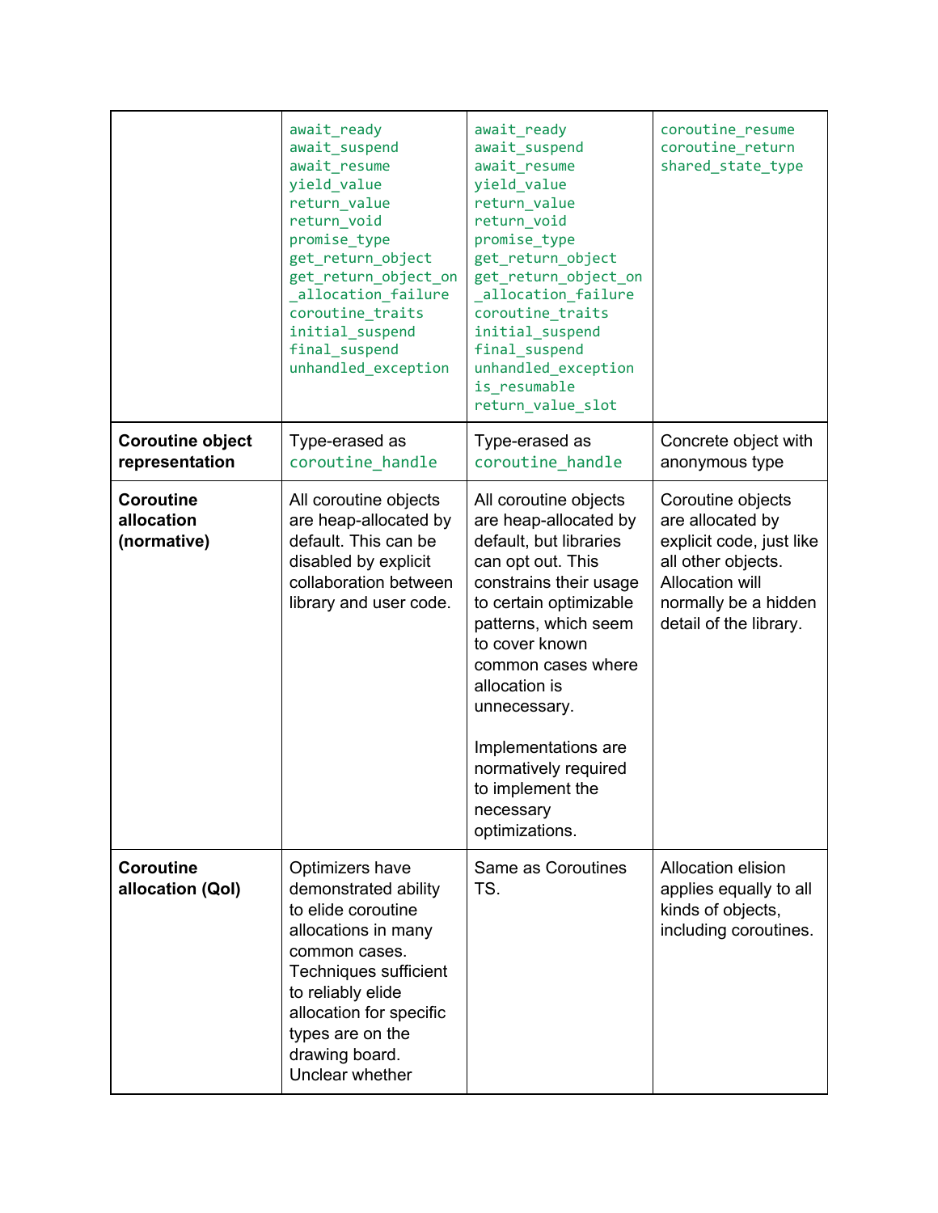| | | | |
|---|---|---|---|
| | `await_ready` `await_suspend` `await_resume` `yield_value` `return_value` `return_void` `promise_type` `get_return_object` `get_return_object_on_allocation_failure` `coroutine_traits` `initial_suspend` `final_suspend` `unhandled_exception` | `await_ready` `await_suspend` `await_resume` `yield_value` `return_value` `return_void` `promise_type` `get_return_object` `get_return_object_on_allocation_failure` `coroutine_traits` `initial_suspend` `final_suspend` `unhandled_exception` `is_resumable` `return_value_slot` | `coroutine_resume` `coroutine_return` `shared_state_type` |
| **Coroutine object representation** | Type-erased as `coroutine_handle` | Type-erased as `coroutine_handle` | Concrete object with anonymous type |
| **Coroutine allocation (normative)** | All coroutine objects are heap-allocated by default. This can be disabled by explicit collaboration between library and user code. | All coroutine objects are heap-allocated by default, but libraries can opt out. This constrains their usage to certain optimizable patterns, which seem to cover known common cases where allocation is unnecessary.<br><br>Implementations are normatively required to implement the necessary optimizations. | Coroutine objects are allocated by explicit code, just like all other objects. Allocation will normally be a hidden detail of the library. |
| **Coroutine allocation (QoI)** | Optimizers have demonstrated ability to elide coroutine allocations in many common cases. Techniques sufficient to reliably elide allocation for specific types are on the drawing board. Unclear whether | Same as Coroutines TS. | Allocation elision applies equally to all kinds of objects, including coroutines. |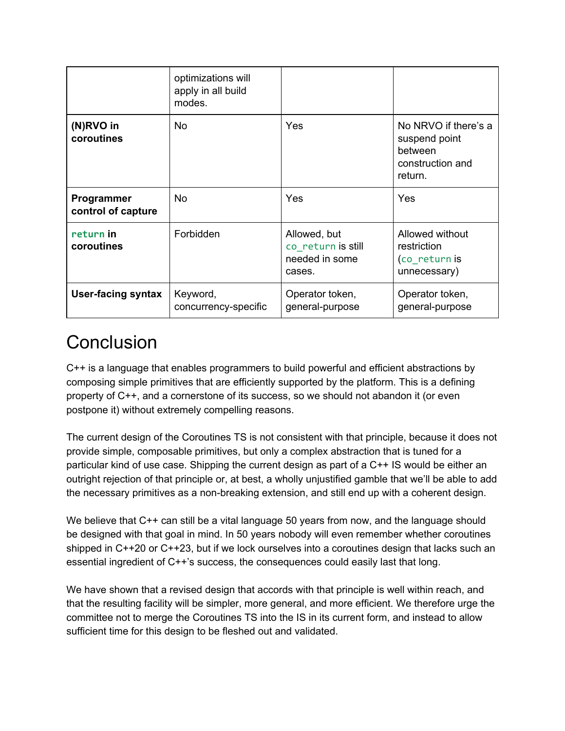|  | optimizations will apply in all build modes. |  |  |
|---|---|---|---|
| **(N)RVO in coroutines** | No | Yes | No NRVO if there's a suspend point between construction and return. |
| **Programmer control of capture** | No | Yes | Yes |
| **`return` in coroutines** | Forbidden | Allowed, but `co_return` is still needed in some cases. | Allowed without restriction (`co_return` is unnecessary) |
| **User-facing syntax** | Keyword, concurrency-specific | Operator token, general-purpose | Operator token, general-purpose |

# Conclusion

C++ is a language that enables programmers to build powerful and efficient abstractions by composing simple primitives that are efficiently supported by the platform. This is a defining property of C++, and a cornerstone of its success, so we should not abandon it (or even postpone it) without extremely compelling reasons.

The current design of the Coroutines TS is not consistent with that principle, because it does not provide simple, composable primitives, but only a complex abstraction that is tuned for a particular kind of use case. Shipping the current design as part of a C++ IS would be either an outright rejection of that principle or, at best, a wholly unjustified gamble that we'll be able to add the necessary primitives as a non-breaking extension, and still end up with a coherent design.

We believe that C++ can still be a vital language 50 years from now, and the language should be designed with that goal in mind. In 50 years nobody will even remember whether coroutines shipped in C++20 or C++23, but if we lock ourselves into a coroutines design that lacks such an essential ingredient of C++'s success, the consequences could easily last that long.

We have shown that a revised design that accords with that principle is well within reach, and that the resulting facility will be simpler, more general, and more efficient. We therefore urge the committee not to merge the Coroutines TS into the IS in its current form, and instead to allow sufficient time for this design to be fleshed out and validated.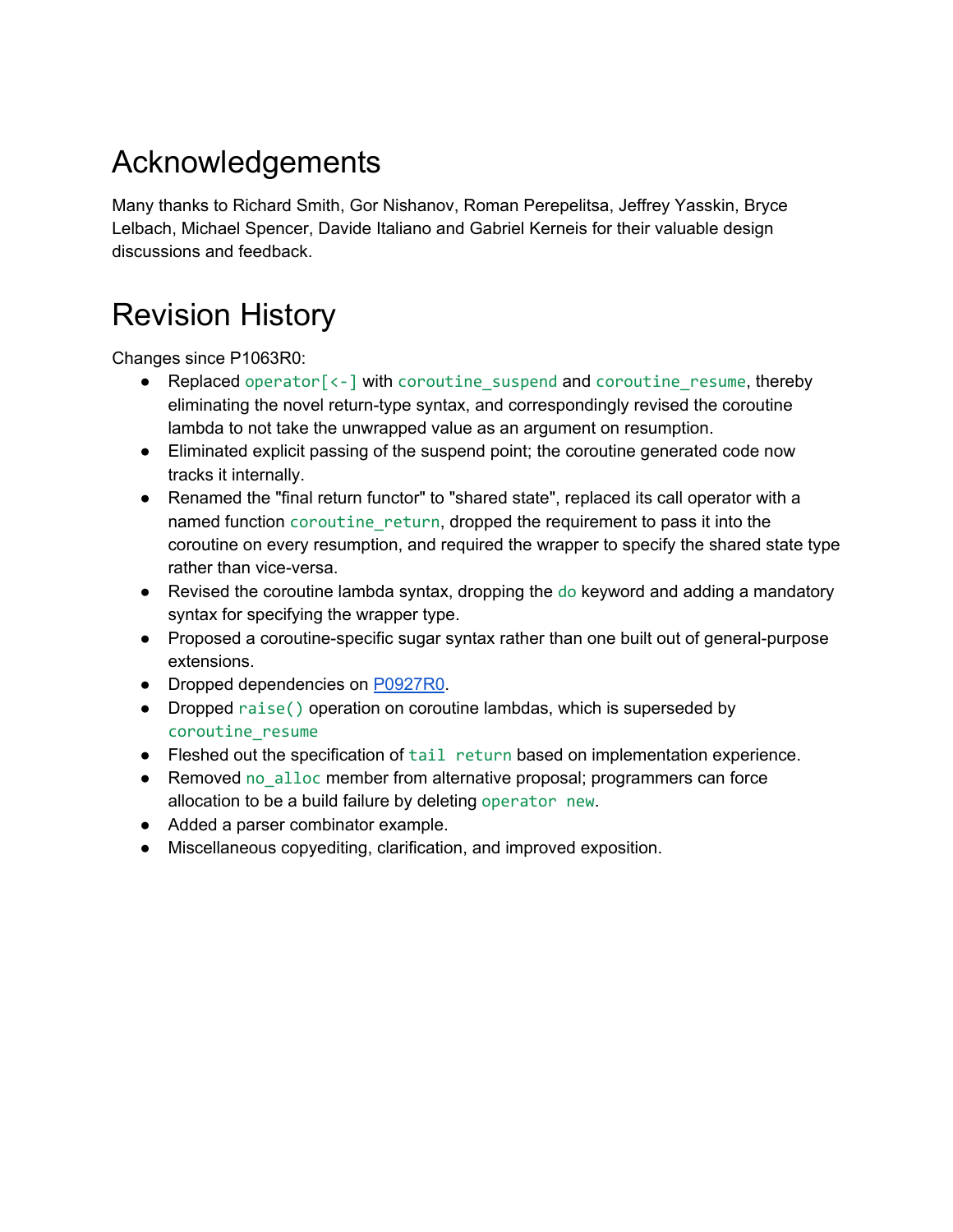# Acknowledgements

Many thanks to Richard Smith, Gor Nishanov, Roman Perepelitsa, Jeffrey Yasskin, Bryce Lelbach, Michael Spencer, Davide Italiano and Gabriel Kerneis for their valuable design discussions and feedback.

# Revision History

Changes since P1063R0:

- Replaced `operator[<-]` with `coroutine_suspend` and `coroutine_resume`, thereby eliminating the novel return-type syntax, and correspondingly revised the coroutine lambda to not take the unwrapped value as an argument on resumption.
- Eliminated explicit passing of the suspend point; the coroutine generated code now tracks it internally.
- Renamed the "final return functor" to "shared state", replaced its call operator with a named function `coroutine_return`, dropped the requirement to pass it into the coroutine on every resumption, and required the wrapper to specify the shared state type rather than vice-versa.
- Revised the coroutine lambda syntax, dropping the `do` keyword and adding a mandatory syntax for specifying the wrapper type.
- Proposed a coroutine-specific sugar syntax rather than one built out of general-purpose extensions.
- Dropped dependencies on P0927R0.
- Dropped `raise()` operation on coroutine lambdas, which is superseded by `coroutine_resume`
- Fleshed out the specification of `tail return` based on implementation experience.
- Removed `no_alloc` member from alternative proposal; programmers can force allocation to be a build failure by deleting `operator new`.
- Added a parser combinator example.
- Miscellaneous copyediting, clarification, and improved exposition.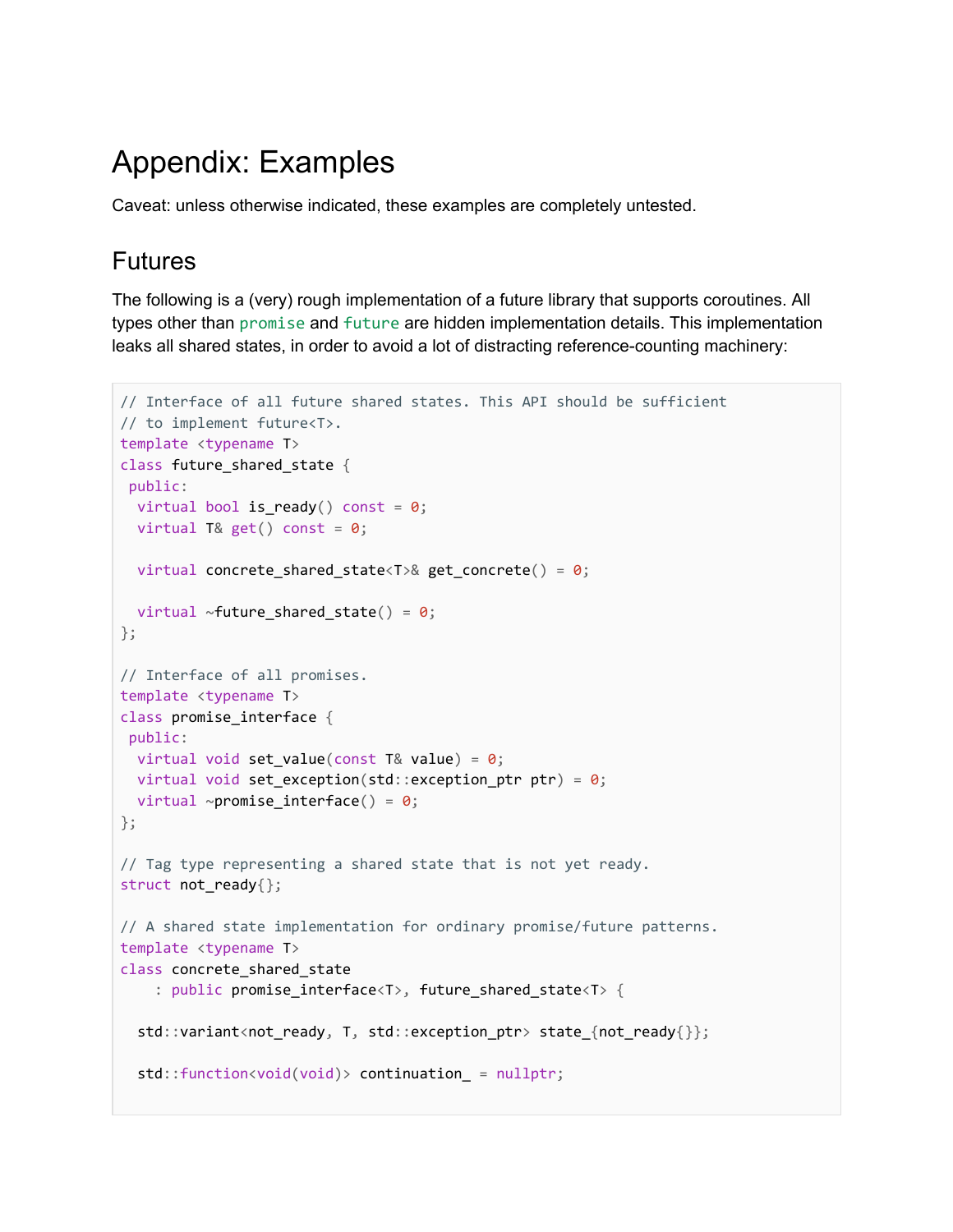# Appendix: Examples

Caveat: unless otherwise indicated, these examples are completely untested.

## Futures

The following is a (very) rough implementation of a future library that supports coroutines. All types other than `promise` and `future` are hidden implementation details. This implementation leaks all shared states, in order to avoid a lot of distracting reference-counting machinery:

```
// Interface of all future shared states. This API should be sufficient
// to implement future<T>.
template <typename T>
class future_shared_state {
 public:
  virtual bool is_ready() const = 0;
  virtual T& get() const = 0;

  virtual concrete_shared_state<T>& get_concrete() = 0;

  virtual ~future_shared_state() = 0;
};

// Interface of all promises.
template <typename T>
class promise_interface {
 public:
  virtual void set_value(const T& value) = 0;
  virtual void set_exception(std::exception_ptr ptr) = 0;
  virtual ~promise_interface() = 0;
};

// Tag type representing a shared state that is not yet ready.
struct not_ready{};

// A shared state implementation for ordinary promise/future patterns.
template <typename T>
class concrete_shared_state
    : public promise_interface<T>, future_shared_state<T> {

  std::variant<not_ready, T, std::exception_ptr> state_{not_ready{}};

  std::function<void(void)> continuation_ = nullptr;
```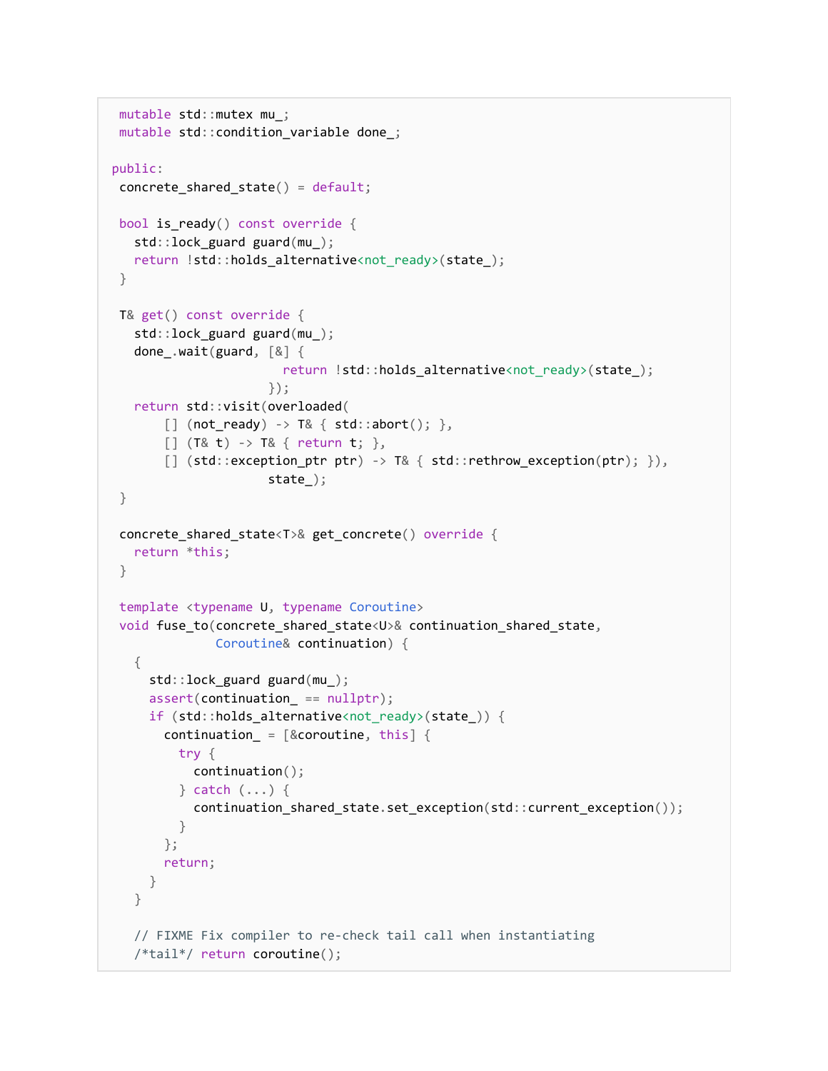```
  mutable std::mutex mu_;
  mutable std::condition_variable done_;

 public:
  concrete_shared_state() = default;

  bool is_ready() const override {
    std::lock_guard guard(mu_);
    return !std::holds_alternative<not_ready>(state_);
  }

  T& get() const override {
    std::lock_guard guard(mu_);
    done_.wait(guard, [&] {
                        return !std::holds_alternative<not_ready>(state_);
                      });
    return std::visit(overloaded(
        [] (not_ready) -> T& { std::abort(); },
        [] (T& t) -> T& { return t; },
        [] (std::exception_ptr ptr) -> T& { std::rethrow_exception(ptr); }),
                      state_);
  }

  concrete_shared_state<T>& get_concrete() override {
    return *this;
  }

  template <typename U, typename Coroutine>
  void fuse_to(concrete_shared_state<U>& continuation_shared_state,
               Coroutine& continuation) {
    {
      std::lock_guard guard(mu_);
      assert(continuation_ == nullptr);
      if (std::holds_alternative<not_ready>(state_)) {
        continuation_ = [&coroutine, this] {
          try {
            continuation();
          } catch (...) {
            continuation_shared_state.set_exception(std::current_exception());
          }
        };
        return;
      }
    }

    // FIXME Fix compiler to re-check tail call when instantiating
    /*tail*/ return coroutine();
```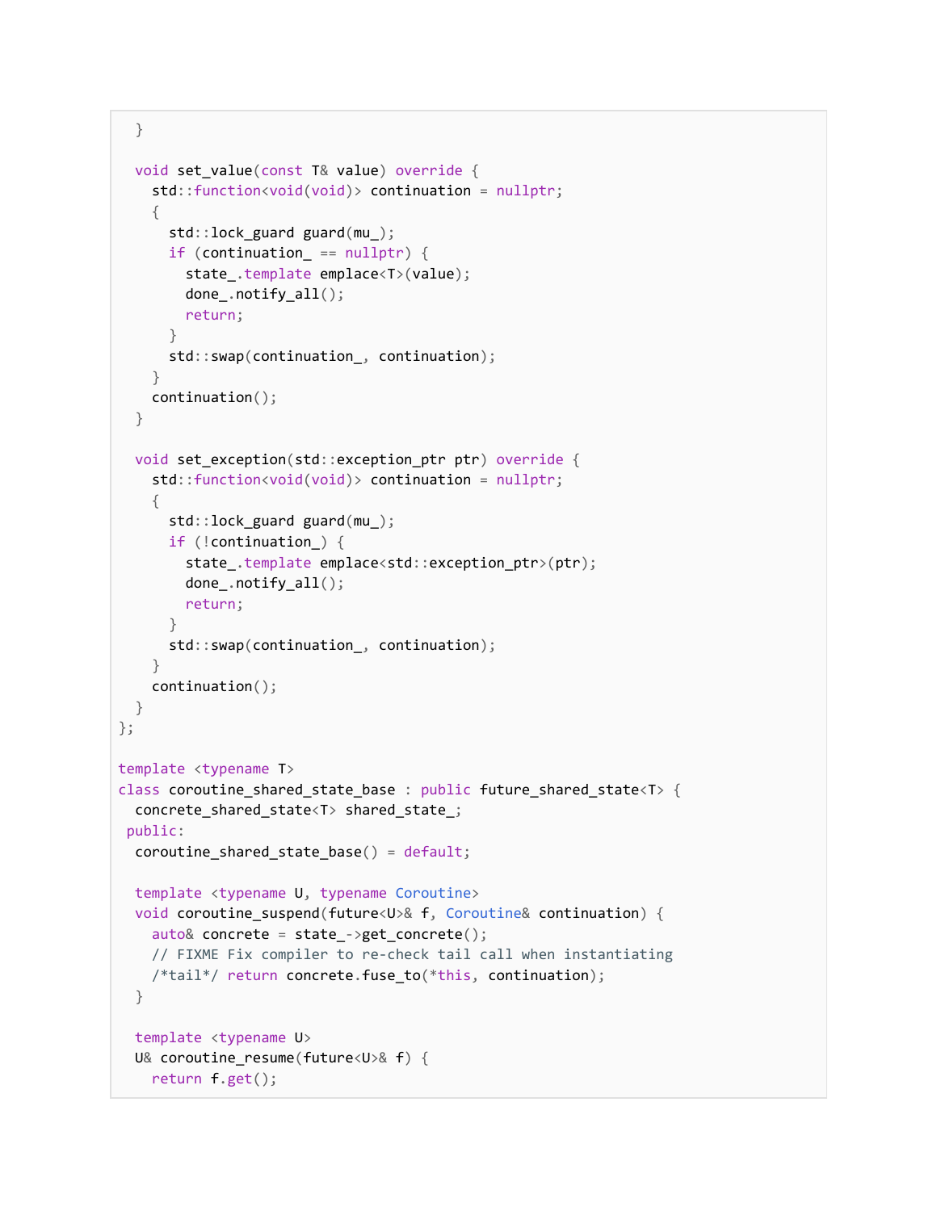```
  }

  void set_value(const T& value) override {
    std::function<void(void)> continuation = nullptr;
    {
      std::lock_guard guard(mu_);
      if (continuation_ == nullptr) {
        state_.template emplace<T>(value);
        done_.notify_all();
        return;
      }
      std::swap(continuation_, continuation);
    }
    continuation();
  }

  void set_exception(std::exception_ptr ptr) override {
    std::function<void(void)> continuation = nullptr;
    {
      std::lock_guard guard(mu_);
      if (!continuation_) {
        state_.template emplace<std::exception_ptr>(ptr);
        done_.notify_all();
        return;
      }
      std::swap(continuation_, continuation);
    }
    continuation();
  }
};

template <typename T>
class coroutine_shared_state_base : public future_shared_state<T> {
  concrete_shared_state<T> shared_state_;
 public:
  coroutine_shared_state_base() = default;

  template <typename U, typename Coroutine>
  void coroutine_suspend(future<U>& f, Coroutine& continuation) {
    auto& concrete = state_->get_concrete();
    // FIXME Fix compiler to re-check tail call when instantiating
    /*tail*/ return concrete.fuse_to(*this, continuation);
  }

  template <typename U>
  U& coroutine_resume(future<U>& f) {
    return f.get();
```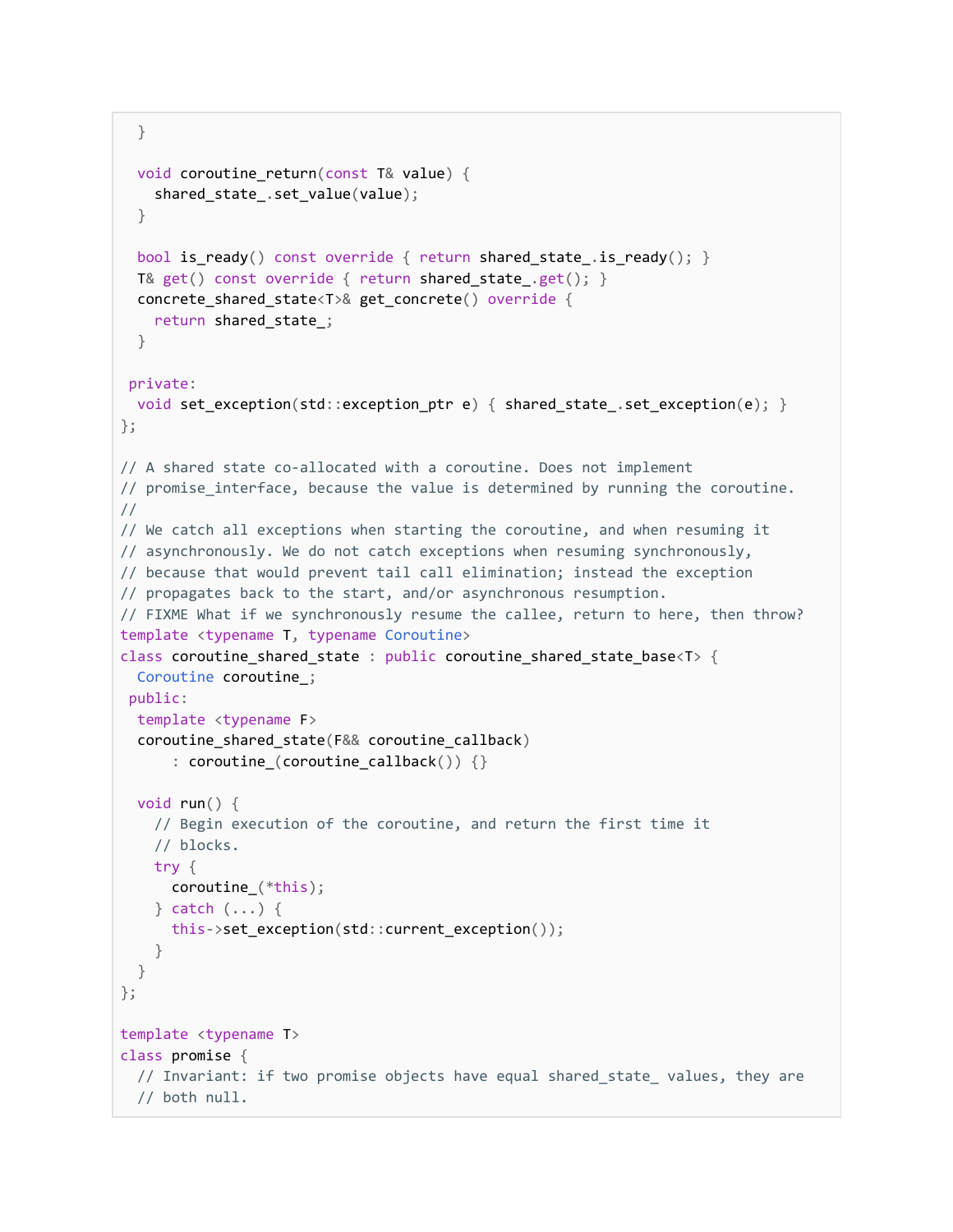```
  }

  void coroutine_return(const T& value) {
    shared_state_.set_value(value);
  }

  bool is_ready() const override { return shared_state_.is_ready(); }
  T& get() const override { return shared_state_.get(); }
  concrete_shared_state<T>& get_concrete() override {
    return shared_state_;
  }

 private:
  void set_exception(std::exception_ptr e) { shared_state_.set_exception(e); }
};

// A shared state co-allocated with a coroutine. Does not implement
// promise_interface, because the value is determined by running the coroutine.
//
// We catch all exceptions when starting the coroutine, and when resuming it
// asynchronously. We do not catch exceptions when resuming synchronously,
// because that would prevent tail call elimination; instead the exception
// propagates back to the start, and/or asynchronous resumption.
// FIXME What if we synchronously resume the callee, return to here, then throw?
template <typename T, typename Coroutine>
class coroutine_shared_state : public coroutine_shared_state_base<T> {
  Coroutine coroutine_;
 public:
  template <typename F>
  coroutine_shared_state(F&& coroutine_callback)
      : coroutine_(coroutine_callback()) {}

  void run() {
    // Begin execution of the coroutine, and return the first time it
    // blocks.
    try {
      coroutine_(*this);
    } catch (...) {
      this->set_exception(std::current_exception());
    }
  }
};

template <typename T>
class promise {
  // Invariant: if two promise objects have equal shared_state_ values, they are
  // both null.
```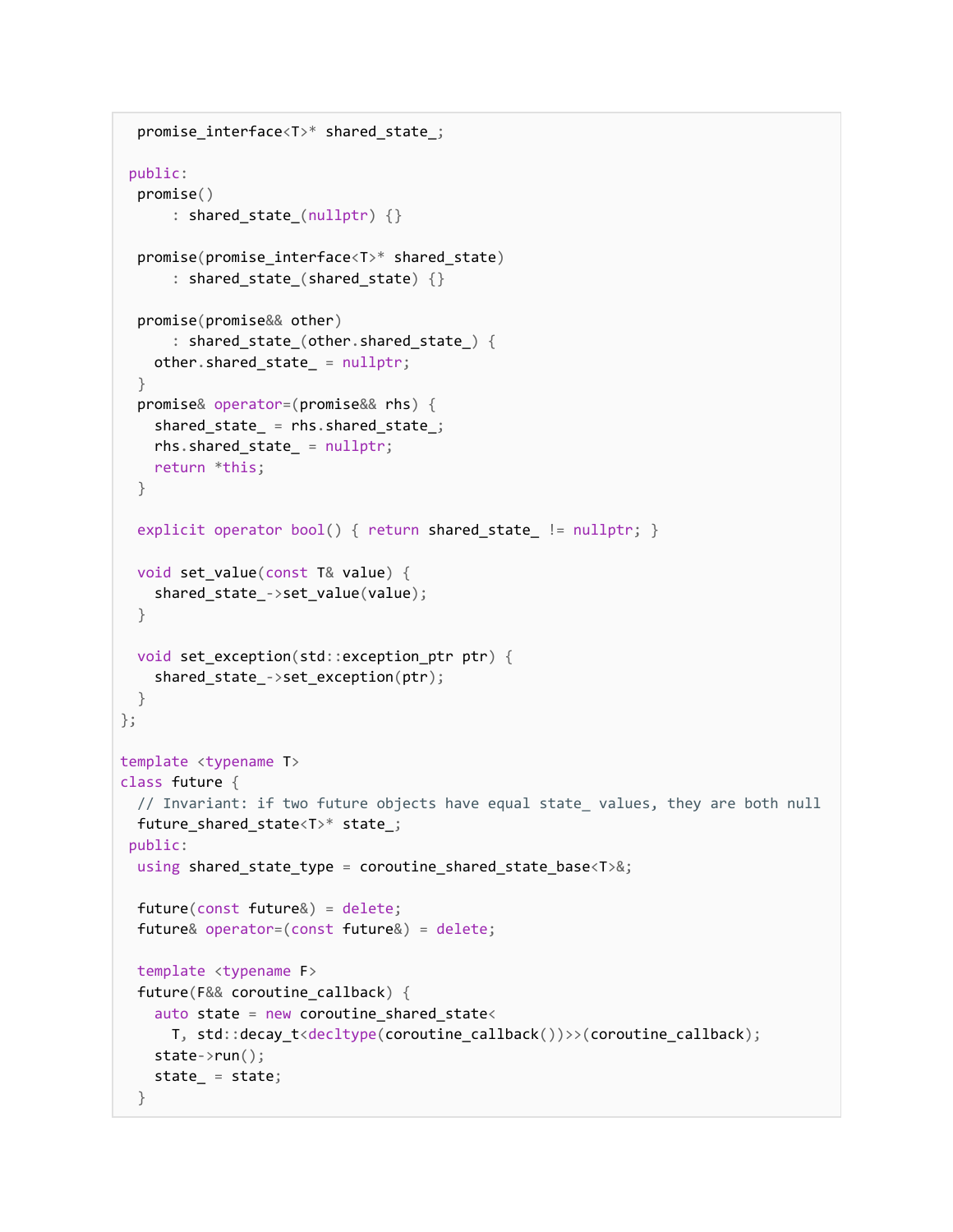```
  promise_interface<T>* shared_state_;

 public:
  promise()
      : shared_state_(nullptr) {}

  promise(promise_interface<T>* shared_state)
      : shared_state_(shared_state) {}

  promise(promise&& other)
      : shared_state_(other.shared_state_) {
    other.shared_state_ = nullptr;
  }
  promise& operator=(promise&& rhs) {
    shared_state_ = rhs.shared_state_;
    rhs.shared_state_ = nullptr;
    return *this;
  }

  explicit operator bool() { return shared_state_ != nullptr; }

  void set_value(const T& value) {
    shared_state_->set_value(value);
  }

  void set_exception(std::exception_ptr ptr) {
    shared_state_->set_exception(ptr);
  }
};

template <typename T>
class future {
  // Invariant: if two future objects have equal state_ values, they are both null
  future_shared_state<T>* state_;
 public:
  using shared_state_type = coroutine_shared_state_base<T>&;

  future(const future&) = delete;
  future& operator=(const future&) = delete;

  template <typename F>
  future(F&& coroutine_callback) {
    auto state = new coroutine_shared_state<
      T, std::decay_t<decltype(coroutine_callback())>>(coroutine_callback);
    state->run();
    state_ = state;
  }
```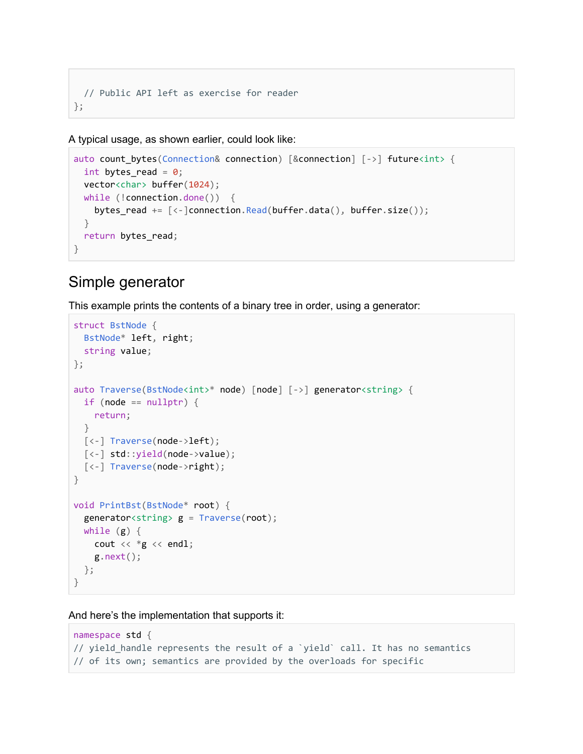```
  // Public API left as exercise for reader
};
```

A typical usage, as shown earlier, could look like:

```
auto count_bytes(Connection& connection) [&connection] [->] future<int> {
  int bytes_read = 0;
  vector<char> buffer(1024);
  while (!connection.done())  {
    bytes_read += [<-]connection.Read(buffer.data(), buffer.size());
  }
  return bytes_read;
}
```

## Simple generator

This example prints the contents of a binary tree in order, using a generator:

```
struct BstNode {
  BstNode* left, right;
  string value;
};

auto Traverse(BstNode<int>* node) [node] [->] generator<string> {
  if (node == nullptr) {
    return;
  }
  [<-] Traverse(node->left);
  [<-] std::yield(node->value);
  [<-] Traverse(node->right);
}

void PrintBst(BstNode* root) {
  generator<string> g = Traverse(root);
  while (g) {
    cout << *g << endl;
    g.next();
  };
}
```

And here's the implementation that supports it:

```
namespace std {
// yield_handle represents the result of a `yield` call. It has no semantics
// of its own; semantics are provided by the overloads for specific
```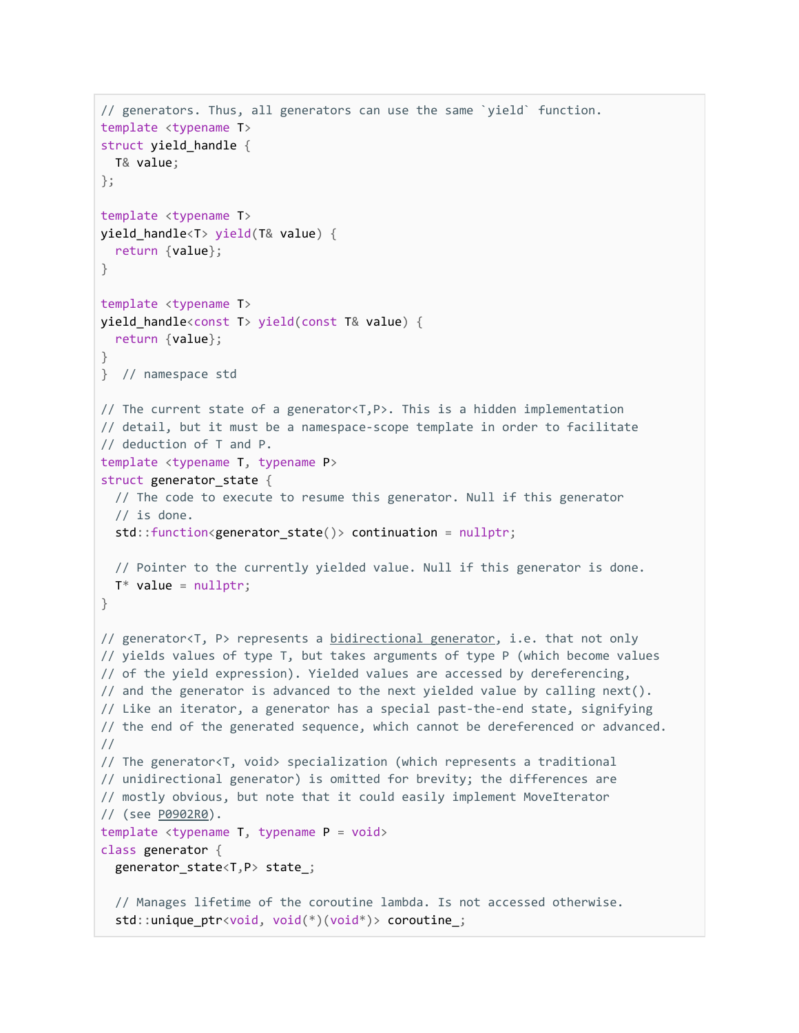```
// generators. Thus, all generators can use the same `yield` function.
template <typename T>
struct yield_handle {
  T& value;
};

template <typename T>
yield_handle<T> yield(T& value) {
  return {value};
}

template <typename T>
yield_handle<const T> yield(const T& value) {
  return {value};
}
}  // namespace std

// The current state of a generator<T,P>. This is a hidden implementation
// detail, but it must be a namespace-scope template in order to facilitate
// deduction of T and P.
template <typename T, typename P>
struct generator_state {
  // The code to execute to resume this generator. Null if this generator
  // is done.
  std::function<generator_state()> continuation = nullptr;

  // Pointer to the currently yielded value. Null if this generator is done.
  T* value = nullptr;
}

// generator<T, P> represents a bidirectional generator, i.e. that not only
// yields values of type T, but takes arguments of type P (which become values
// of the yield expression). Yielded values are accessed by dereferencing,
// and the generator is advanced to the next yielded value by calling next().
// Like an iterator, a generator has a special past-the-end state, signifying
// the end of the generated sequence, which cannot be dereferenced or advanced.
//
// The generator<T, void> specialization (which represents a traditional
// unidirectional generator) is omitted for brevity; the differences are
// mostly obvious, but note that it could easily implement MoveIterator
// (see P0902R0).
template <typename T, typename P = void>
class generator {
  generator_state<T,P> state_;

  // Manages lifetime of the coroutine lambda. Is not accessed otherwise.
  std::unique_ptr<void, void(*)(void*)> coroutine_;
```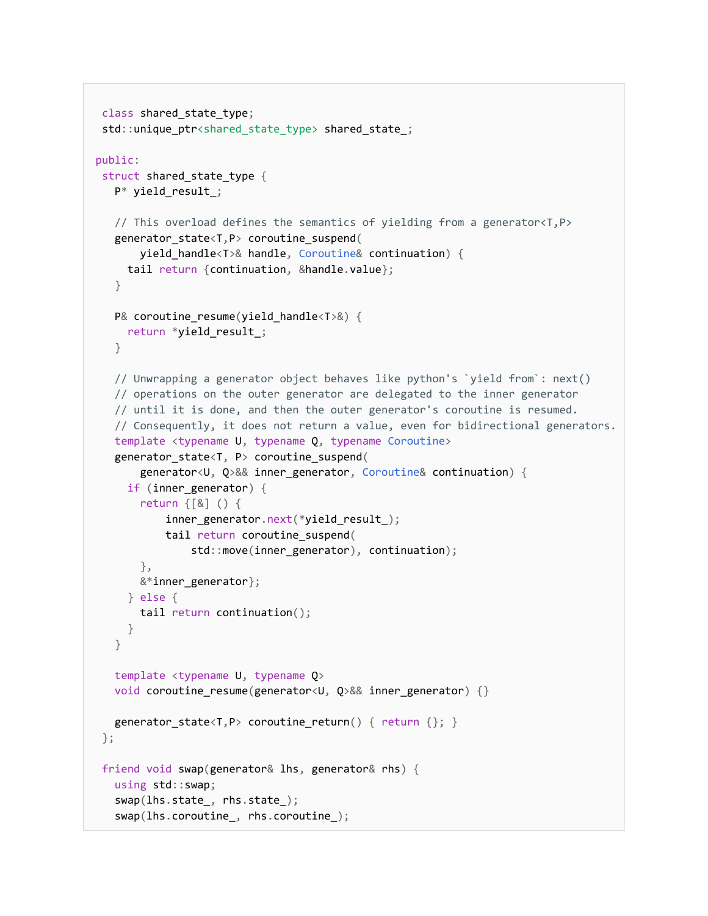```
  class shared_state_type;
  std::unique_ptr<shared_state_type> shared_state_;

 public:
  struct shared_state_type {
    P* yield_result_;

    // This overload defines the semantics of yielding from a generator<T,P>
    generator_state<T,P> coroutine_suspend(
        yield_handle<T>& handle, Coroutine& continuation) {
      tail return {continuation, &handle.value};
    }

    P& coroutine_resume(yield_handle<T>&) {
      return *yield_result_;
    }

    // Unwrapping a generator object behaves like python's `yield from`: next()
    // operations on the outer generator are delegated to the inner generator
    // until it is done, and then the outer generator's coroutine is resumed.
    // Consequently, it does not return a value, even for bidirectional generators.
    template <typename U, typename Q, typename Coroutine>
    generator_state<T, P> coroutine_suspend(
        generator<U, Q>&& inner_generator, Coroutine& continuation) {
      if (inner_generator) {
        return {[&] () {
            inner_generator.next(*yield_result_);
            tail return coroutine_suspend(
                std::move(inner_generator), continuation);
        },
        &*inner_generator};
      } else {
        tail return continuation();
      }
    }

    template <typename U, typename Q>
    void coroutine_resume(generator<U, Q>&& inner_generator) {}

    generator_state<T,P> coroutine_return() { return {}; }
  };

  friend void swap(generator& lhs, generator& rhs) {
    using std::swap;
    swap(lhs.state_, rhs.state_);
    swap(lhs.coroutine_, rhs.coroutine_);
```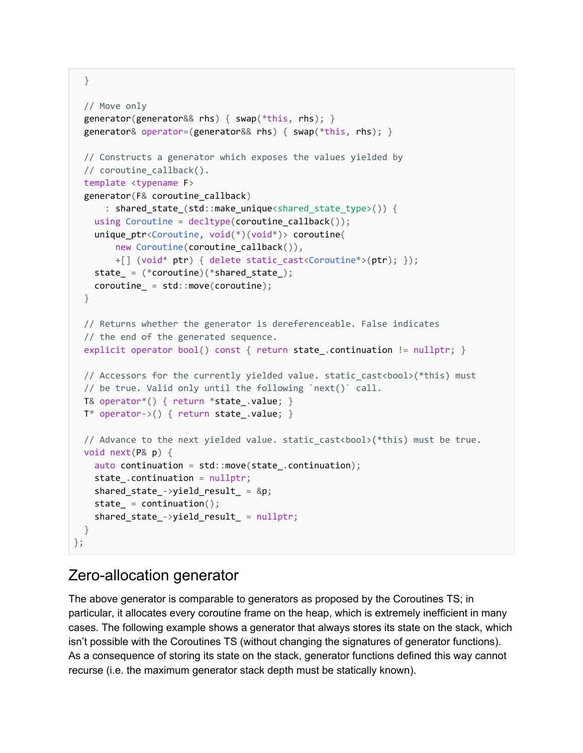```
  }

  // Move only
  generator(generator&& rhs) { swap(*this, rhs); }
  generator& operator=(generator&& rhs) { swap(*this, rhs); }

  // Constructs a generator which exposes the values yielded by
  // coroutine_callback().
  template <typename F>
  generator(F& coroutine_callback)
      : shared_state_(std::make_unique<shared_state_type>()) {
    using Coroutine = decltype(coroutine_callback());
    unique_ptr<Coroutine, void(*)(void*)> coroutine(
        new Coroutine(coroutine_callback()),
        +[] (void* ptr) { delete static_cast<Coroutine*>(ptr); });
    state_ = (*coroutine)(*shared_state_);
    coroutine_ = std::move(coroutine);
  }

  // Returns whether the generator is dereferenceable. False indicates
  // the end of the generated sequence.
  explicit operator bool() const { return state_.continuation != nullptr; }

  // Accessors for the currently yielded value. static_cast<bool>(*this) must
  // be true. Valid only until the following `next()` call.
  T& operator*() { return *state_.value; }
  T* operator->() { return state_.value; }

  // Advance to the next yielded value. static_cast<bool>(*this) must be true.
  void next(P& p) {
    auto continuation = std::move(state_.continuation);
    state_.continuation = nullptr;
    shared_state_->yield_result_ = &p;
    state_ = continuation();
    shared_state_->yield_result_ = nullptr;
  }
};
```

## Zero-allocation generator

The above generator is comparable to generators as proposed by the Coroutines TS; in particular, it allocates every coroutine frame on the heap, which is extremely inefficient in many cases. The following example shows a generator that always stores its state on the stack, which isn't possible with the Coroutines TS (without changing the signatures of generator functions). As a consequence of storing its state on the stack, generator functions defined this way cannot recurse (i.e. the maximum generator stack depth must be statically known).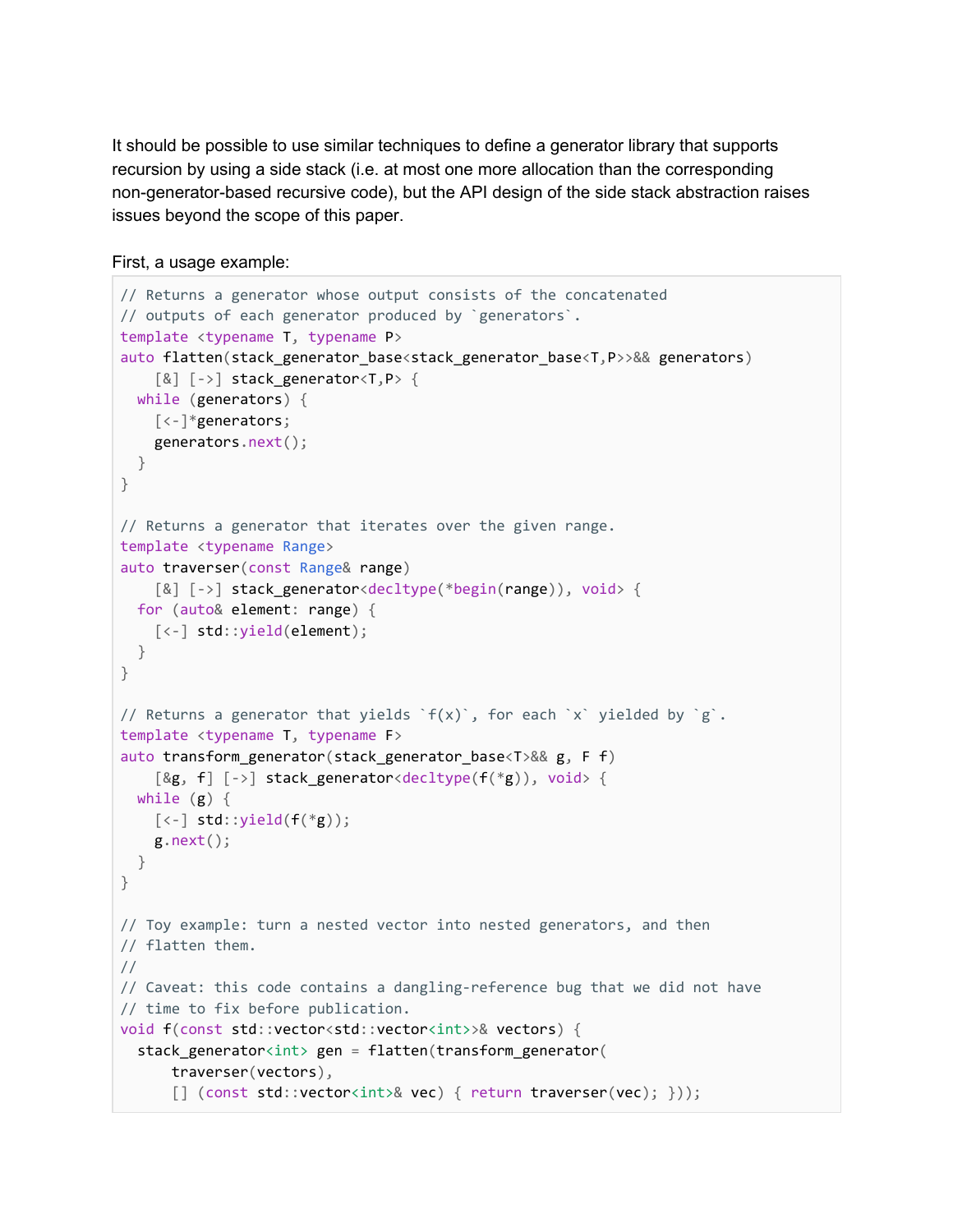It should be possible to use similar techniques to define a generator library that supports recursion by using a side stack (i.e. at most one more allocation than the corresponding non-generator-based recursive code), but the API design of the side stack abstraction raises issues beyond the scope of this paper.

First, a usage example:

```
// Returns a generator whose output consists of the concatenated
// outputs of each generator produced by `generators`.
template <typename T, typename P>
auto flatten(stack_generator_base<stack_generator_base<T,P>>&& generators)
    [&] [->] stack_generator<T,P> {
  while (generators) {
    [<-]*generators;
    generators.next();
  }
}

// Returns a generator that iterates over the given range.
template <typename Range>
auto traverser(const Range& range)
    [&] [->] stack_generator<decltype(*begin(range)), void> {
  for (auto& element: range) {
    [<-] std::yield(element);
  }
}

// Returns a generator that yields `f(x)`, for each `x` yielded by `g`.
template <typename T, typename F>
auto transform_generator(stack_generator_base<T>&& g, F f)
    [&g, f] [->] stack_generator<decltype(f(*g)), void> {
  while (g) {
    [<-] std::yield(f(*g));
    g.next();
  }
}

// Toy example: turn a nested vector into nested generators, and then
// flatten them.
//
// Caveat: this code contains a dangling-reference bug that we did not have
// time to fix before publication.
void f(const std::vector<std::vector<int>>& vectors) {
  stack_generator<int> gen = flatten(transform_generator(
      traverser(vectors),
      [] (const std::vector<int>& vec) { return traverser(vec); }));
```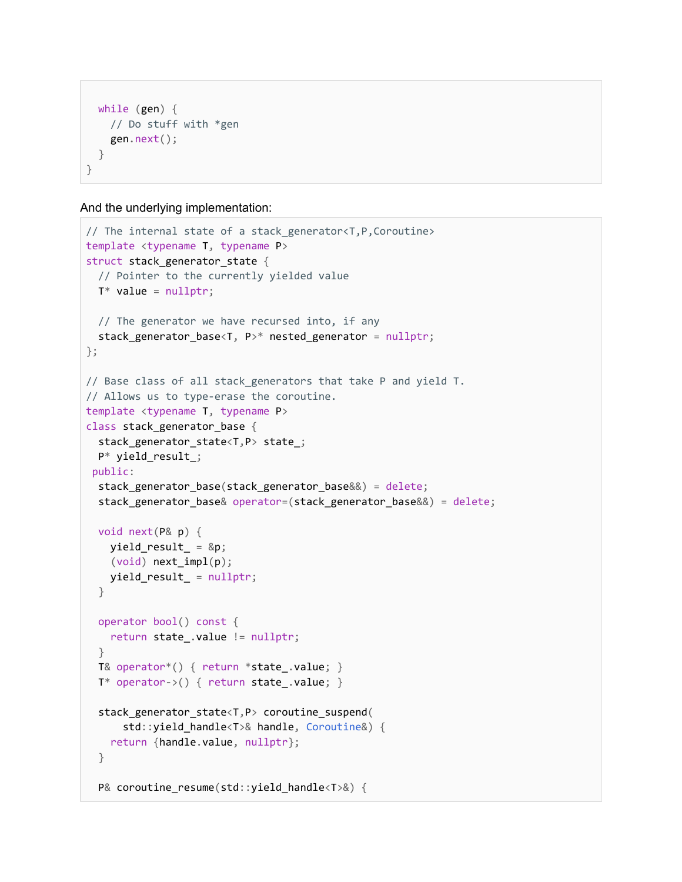```
  while (gen) {
    // Do stuff with *gen
    gen.next();
  }
}
```

And the underlying implementation:

```
// The internal state of a stack_generator<T,P,Coroutine>
template <typename T, typename P>
struct stack_generator_state {
  // Pointer to the currently yielded value
  T* value = nullptr;

  // The generator we have recursed into, if any
  stack_generator_base<T, P>* nested_generator = nullptr;
};

// Base class of all stack_generators that take P and yield T.
// Allows us to type-erase the coroutine.
template <typename T, typename P>
class stack_generator_base {
  stack_generator_state<T,P> state_;
  P* yield_result_;
 public:
  stack_generator_base(stack_generator_base&&) = delete;
  stack_generator_base& operator=(stack_generator_base&&) = delete;

  void next(P& p) {
    yield_result_ = &p;
    (void) next_impl(p);
    yield_result_ = nullptr;
  }

  operator bool() const {
    return state_.value != nullptr;
  }
  T& operator*() { return *state_.value; }
  T* operator->() { return state_.value; }

  stack_generator_state<T,P> coroutine_suspend(
      std::yield_handle<T>& handle, Coroutine&) {
    return {handle.value, nullptr};
  }

  P& coroutine_resume(std::yield_handle<T>&) {
```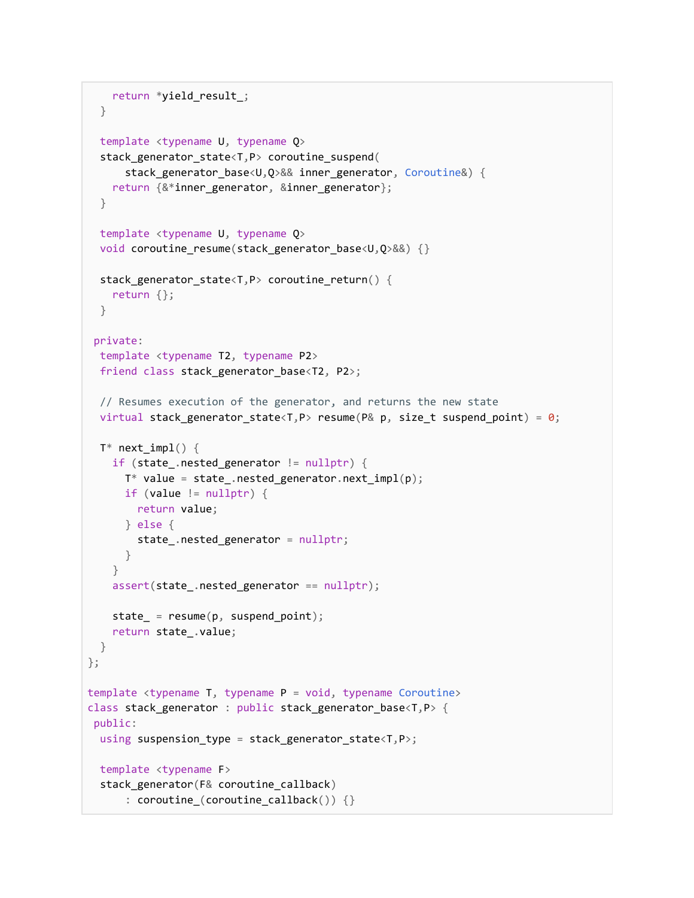```
    return *yield_result_;
  }

  template <typename U, typename Q>
  stack_generator_state<T,P> coroutine_suspend(
      stack_generator_base<U,Q>&& inner_generator, Coroutine&) {
    return {&*inner_generator, &inner_generator};
  }

  template <typename U, typename Q>
  void coroutine_resume(stack_generator_base<U,Q>&&) {}

  stack_generator_state<T,P> coroutine_return() {
    return {};
  }

 private:
  template <typename T2, typename P2>
  friend class stack_generator_base<T2, P2>;

  // Resumes execution of the generator, and returns the new state
  virtual stack_generator_state<T,P> resume(P& p, size_t suspend_point) = 0;

  T* next_impl() {
    if (state_.nested_generator != nullptr) {
      T* value = state_.nested_generator.next_impl(p);
      if (value != nullptr) {
        return value;
      } else {
        state_.nested_generator = nullptr;
      }
    }
    assert(state_.nested_generator == nullptr);

    state_ = resume(p, suspend_point);
    return state_.value;
  }
};

template <typename T, typename P = void, typename Coroutine>
class stack_generator : public stack_generator_base<T,P> {
 public:
  using suspension_type = stack_generator_state<T,P>;

  template <typename F>
  stack_generator(F& coroutine_callback)
      : coroutine_(coroutine_callback()) {}
```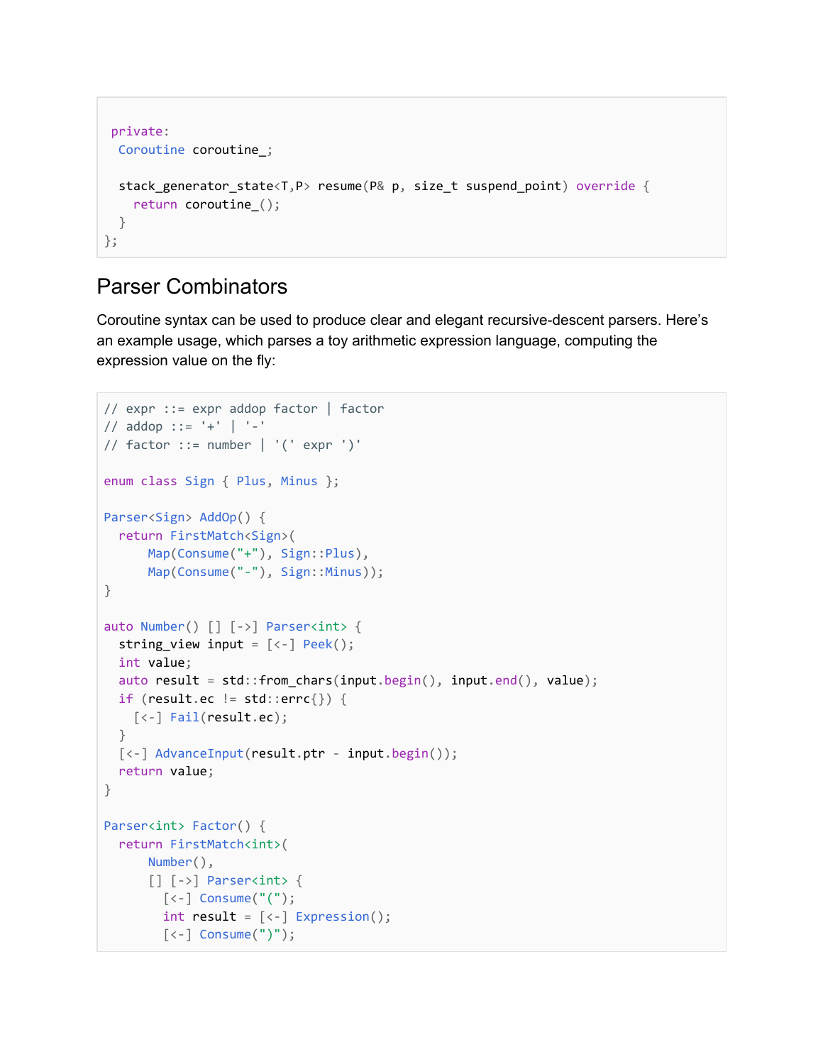```
 private:
  Coroutine coroutine_;

  stack_generator_state<T,P> resume(P& p, size_t suspend_point) override {
    return coroutine_();
  }
};
```

## Parser Combinators

Coroutine syntax can be used to produce clear and elegant recursive-descent parsers. Here's an example usage, which parses a toy arithmetic expression language, computing the expression value on the fly:

```
// expr ::= expr addop factor | factor
// addop ::= '+' | '-'
// factor ::= number | '(' expr ')'

enum class Sign { Plus, Minus };

Parser<Sign> AddOp() {
  return FirstMatch<Sign>(
      Map(Consume("+"), Sign::Plus),
      Map(Consume("-"), Sign::Minus));
}

auto Number() [] [->] Parser<int> {
  string_view input = [<-] Peek();
  int value;
  auto result = std::from_chars(input.begin(), input.end(), value);
  if (result.ec != std::errc{}) {
    [<-] Fail(result.ec);
  }
  [<-] AdvanceInput(result.ptr - input.begin());
  return value;
}

Parser<int> Factor() {
  return FirstMatch<int>(
      Number(),
      [] [->] Parser<int> {
        [<-] Consume("(");
        int result = [<-] Expression();
        [<-] Consume(")");
```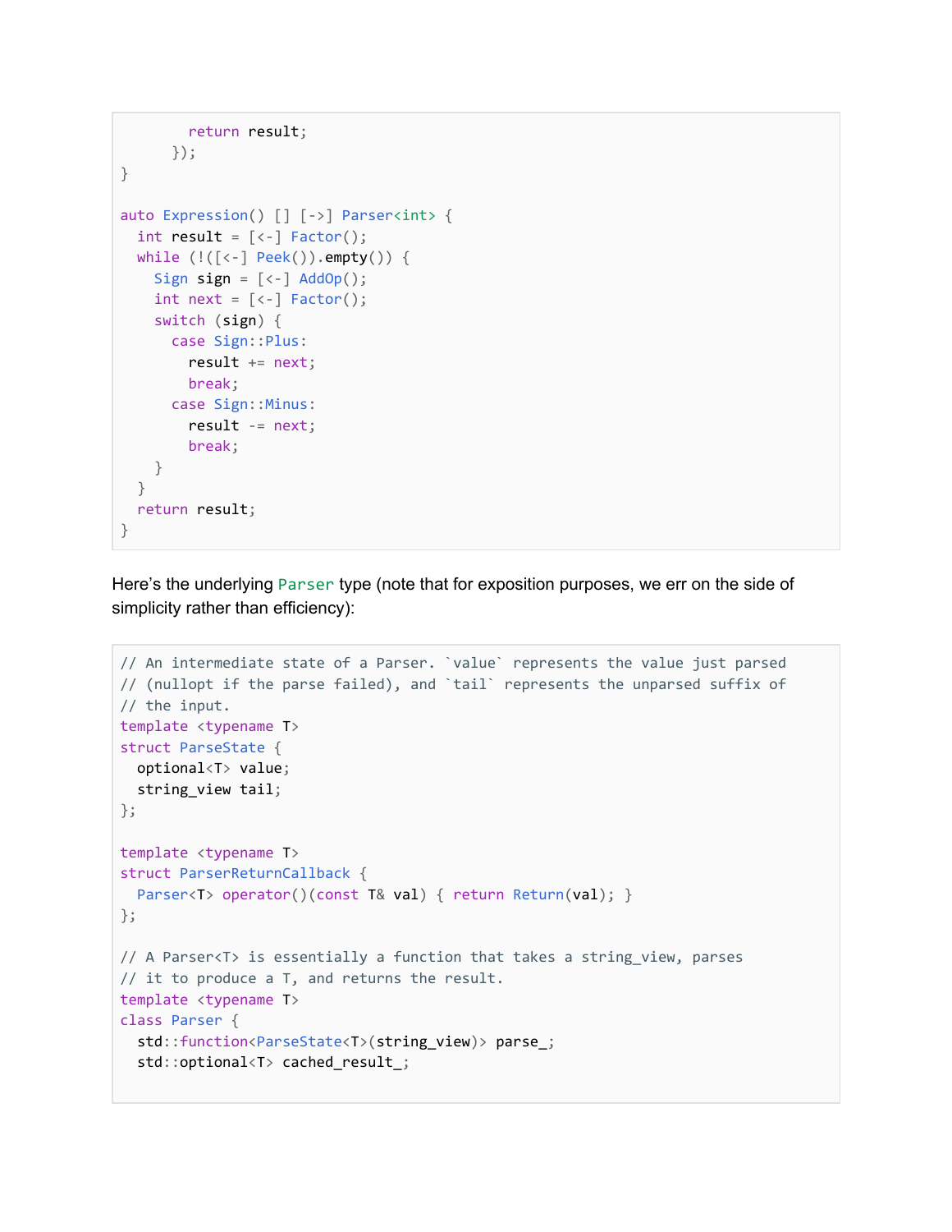```
        return result;
      });
}

auto Expression() [] [->] Parser<int> {
  int result = [<-] Factor();
  while (!([<-] Peek()).empty()) {
    Sign sign = [<-] AddOp();
    int next = [<-] Factor();
    switch (sign) {
      case Sign::Plus:
        result += next;
        break;
      case Sign::Minus:
        result -= next;
        break;
    }
  }
  return result;
}
```

Here's the underlying `Parser` type (note that for exposition purposes, we err on the side of simplicity rather than efficiency):

```
// An intermediate state of a Parser. `value` represents the value just parsed
// (nullopt if the parse failed), and `tail` represents the unparsed suffix of
// the input.
template <typename T>
struct ParseState {
  optional<T> value;
  string_view tail;
};

template <typename T>
struct ParserReturnCallback {
  Parser<T> operator()(const T& val) { return Return(val); }
};

// A Parser<T> is essentially a function that takes a string_view, parses
// it to produce a T, and returns the result.
template <typename T>
class Parser {
  std::function<ParseState<T>(string_view)> parse_;
  std::optional<T> cached_result_;
```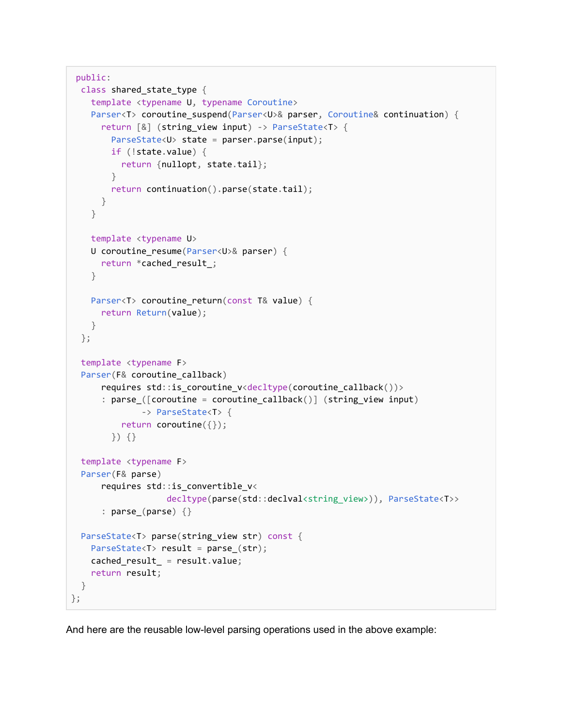```
public:
  class shared_state_type {
    template <typename U, typename Coroutine>
    Parser<T> coroutine_suspend(Parser<U>& parser, Coroutine& continuation) {
      return [&] (string_view input) -> ParseState<T> {
        ParseState<U> state = parser.parse(input);
        if (!state.value) {
          return {nullopt, state.tail};
        }
        return continuation().parse(state.tail);
      }
    }

    template <typename U>
    U coroutine_resume(Parser<U>& parser) {
      return *cached_result_;
    }

    Parser<T> coroutine_return(const T& value) {
      return Return(value);
    }
  };

  template <typename F>
  Parser(F& coroutine_callback)
      requires std::is_coroutine_v<decltype(coroutine_callback())>
      : parse_([coroutine = coroutine_callback()] (string_view input)
            -> ParseState<T> {
          return coroutine({});
        }) {}

  template <typename F>
  Parser(F& parse)
      requires std::is_convertible_v<
                 decltype(parse(std::declval<string_view>)), ParseState<T>>
      : parse_(parse) {}

  ParseState<T> parse(string_view str) const {
    ParseState<T> result = parse_(str);
    cached_result_ = result.value;
    return result;
  }
};
```

And here are the reusable low-level parsing operations used in the above example: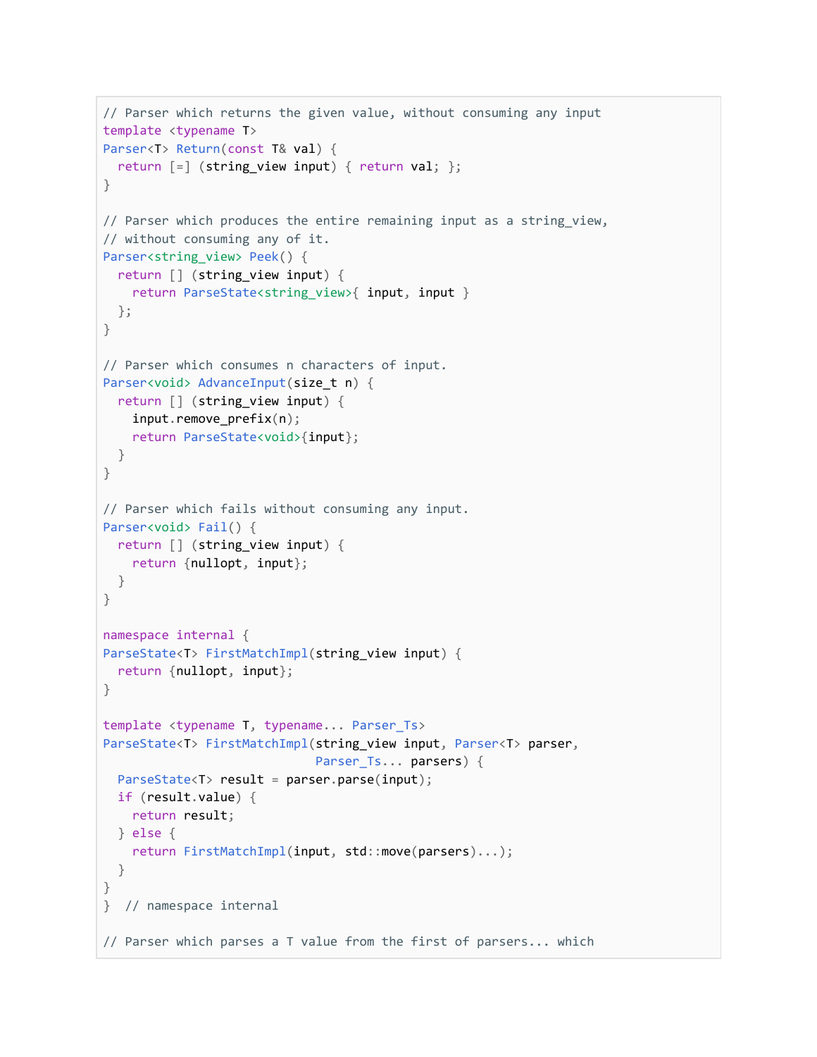```
// Parser which returns the given value, without consuming any input
template <typename T>
Parser<T> Return(const T& val) {
  return [=] (string_view input) { return val; };
}

// Parser which produces the entire remaining input as a string_view,
// without consuming any of it.
Parser<string_view> Peek() {
  return [] (string_view input) {
    return ParseState<string_view>{ input, input }
  };
}

// Parser which consumes n characters of input.
Parser<void> AdvanceInput(size_t n) {
  return [] (string_view input) {
    input.remove_prefix(n);
    return ParseState<void>{input};
  }
}

// Parser which fails without consuming any input.
Parser<void> Fail() {
  return [] (string_view input) {
    return {nullopt, input};
  }
}

namespace internal {
ParseState<T> FirstMatchImpl(string_view input) {
  return {nullopt, input};
}

template <typename T, typename... Parser_Ts>
ParseState<T> FirstMatchImpl(string_view input, Parser<T> parser,
                             Parser_Ts... parsers) {
  ParseState<T> result = parser.parse(input);
  if (result.value) {
    return result;
  } else {
    return FirstMatchImpl(input, std::move(parsers)...);
  }
}
}  // namespace internal

// Parser which parses a T value from the first of parsers... which
```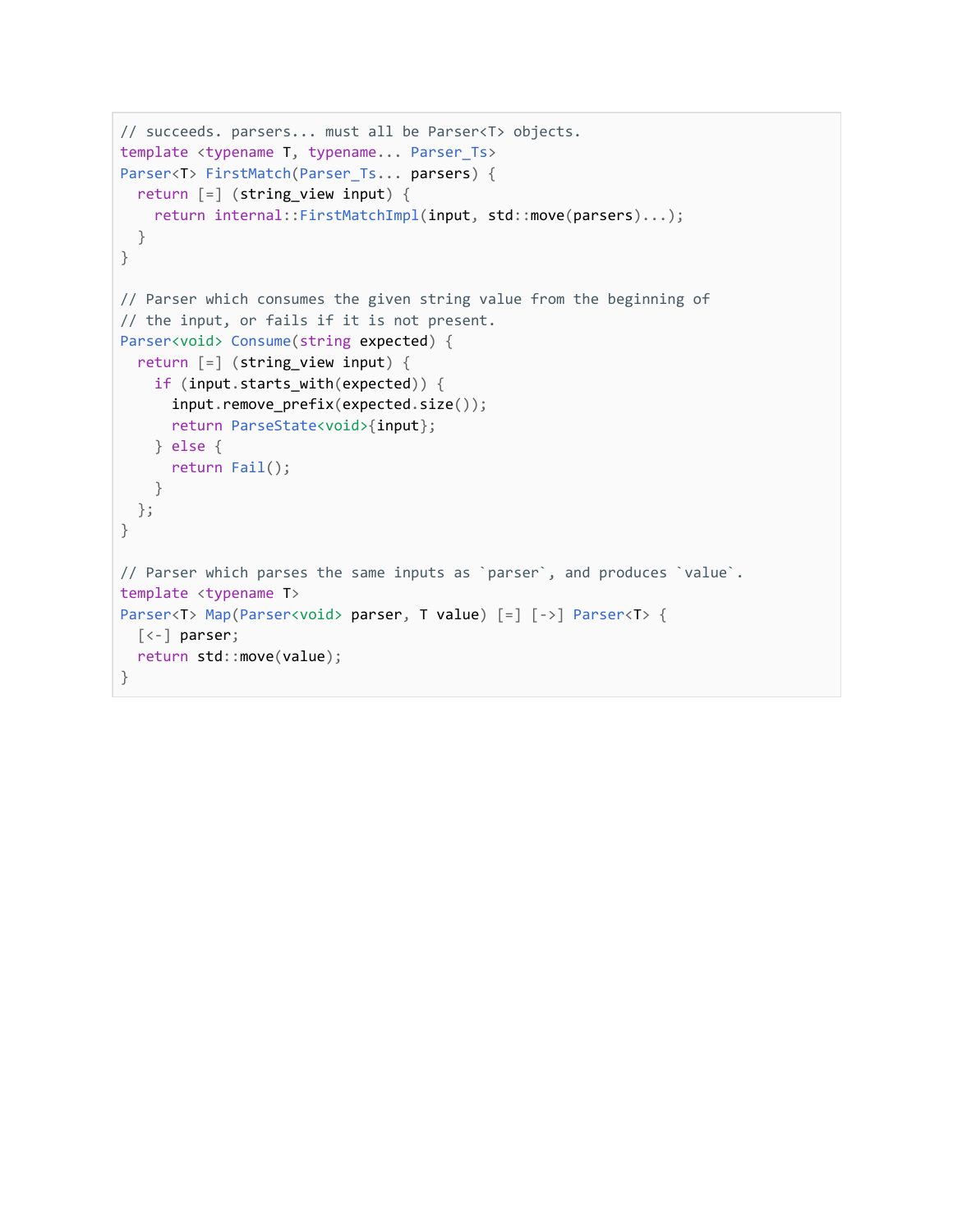```
// succeeds. parsers... must all be Parser<T> objects.
template <typename T, typename... Parser_Ts>
Parser<T> FirstMatch(Parser_Ts... parsers) {
  return [=] (string_view input) {
    return internal::FirstMatchImpl(input, std::move(parsers)...);
  }
}

// Parser which consumes the given string value from the beginning of
// the input, or fails if it is not present.
Parser<void> Consume(string expected) {
  return [=] (string_view input) {
    if (input.starts_with(expected)) {
      input.remove_prefix(expected.size());
      return ParseState<void>{input};
    } else {
      return Fail();
    }
  };
}

// Parser which parses the same inputs as `parser`, and produces `value`.
template <typename T>
Parser<T> Map(Parser<void> parser, T value) [=] [->] Parser<T> {
  [<-] parser;
  return std::move(value);
}
```